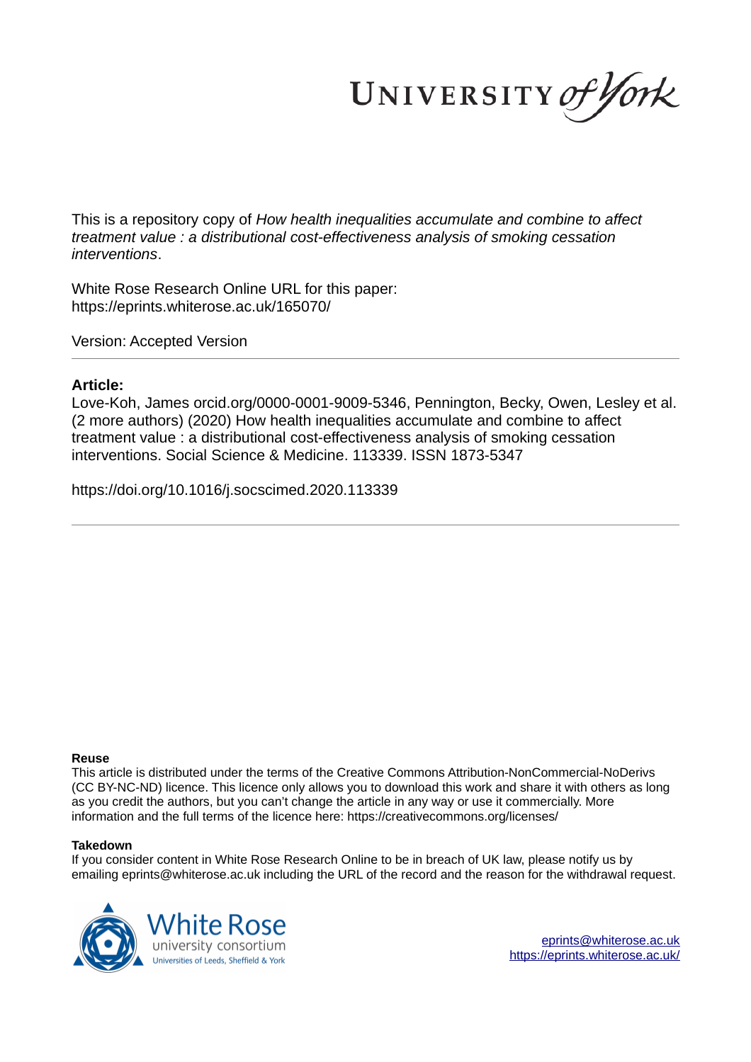UNIVERSITY of York

This is a repository copy of *How health inequalities accumulate and combine to affect treatment value : a distributional cost-effectiveness analysis of smoking cessation interventions*.

White Rose Research Online URL for this paper:
https://eprints.whiterose.ac.uk/165070/

Version: Accepted Version

---

**Article:**

Love-Koh, James orcid.org/0000-0001-9009-5346, Pennington, Becky, Owen, Lesley et al. (2 more authors) (2020) How health inequalities accumulate and combine to affect treatment value : a distributional cost-effectiveness analysis of smoking cessation interventions. Social Science & Medicine. 113339. ISSN 1873-5347

https://doi.org/10.1016/j.socscimed.2020.113339

---

**Reuse**

This article is distributed under the terms of the Creative Commons Attribution-NonCommercial-NoDerivs (CC BY-NC-ND) licence. This licence only allows you to download this work and share it with others as long as you credit the authors, but you can't change the article in any way or use it commercially. More information and the full terms of the licence here: https://creativecommons.org/licenses/

**Takedown**

If you consider content in White Rose Research Online to be in breach of UK law, please notify us by emailing eprints@whiterose.ac.uk including the URL of the record and the reason for the withdrawal request.

White Rose university consortium
Universities of Leeds, Sheffield & York

eprints@whiterose.ac.uk
https://eprints.whiterose.ac.uk/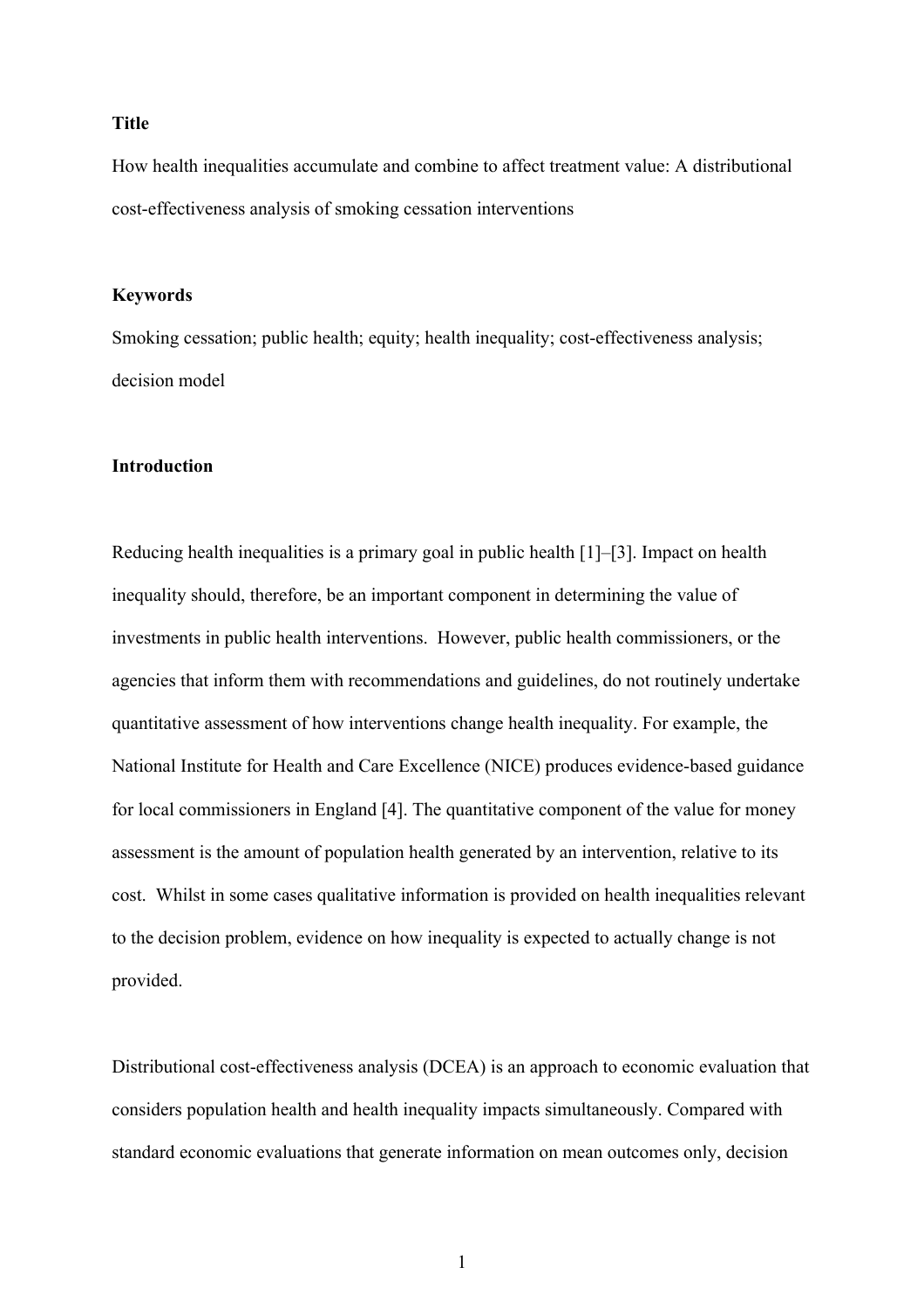**Title**

How health inequalities accumulate and combine to affect treatment value: A distributional cost-effectiveness analysis of smoking cessation interventions

**Keywords**

Smoking cessation; public health; equity; health inequality; cost-effectiveness analysis; decision model

**Introduction**

Reducing health inequalities is a primary goal in public health [1]–[3]. Impact on health inequality should, therefore, be an important component in determining the value of investments in public health interventions. However, public health commissioners, or the agencies that inform them with recommendations and guidelines, do not routinely undertake quantitative assessment of how interventions change health inequality. For example, the National Institute for Health and Care Excellence (NICE) produces evidence-based guidance for local commissioners in England [4]. The quantitative component of the value for money assessment is the amount of population health generated by an intervention, relative to its cost. Whilst in some cases qualitative information is provided on health inequalities relevant to the decision problem, evidence on how inequality is expected to actually change is not provided.

Distributional cost-effectiveness analysis (DCEA) is an approach to economic evaluation that considers population health and health inequality impacts simultaneously. Compared with standard economic evaluations that generate information on mean outcomes only, decision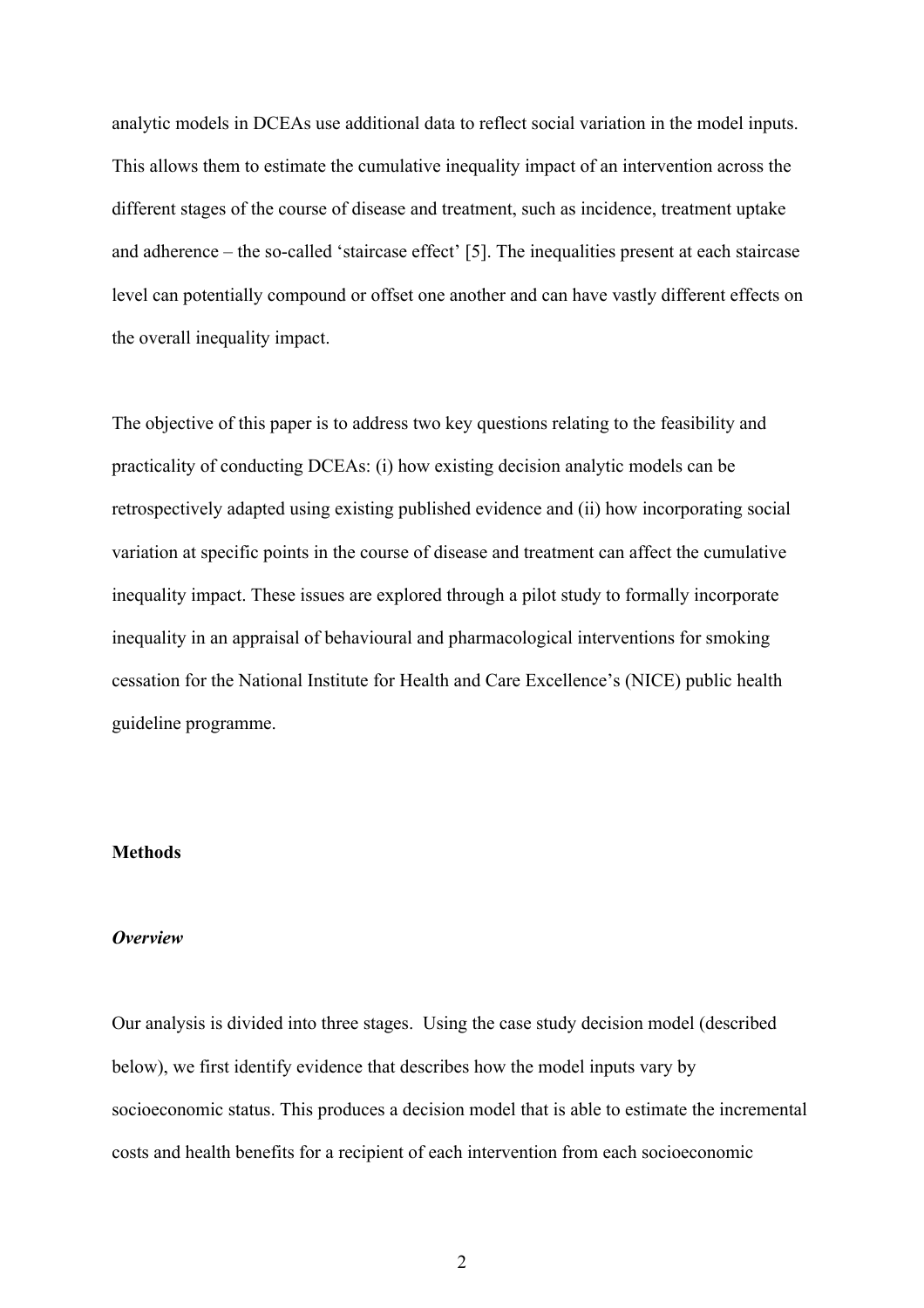analytic models in DCEAs use additional data to reflect social variation in the model inputs. This allows them to estimate the cumulative inequality impact of an intervention across the different stages of the course of disease and treatment, such as incidence, treatment uptake and adherence – the so-called 'staircase effect' [5]. The inequalities present at each staircase level can potentially compound or offset one another and can have vastly different effects on the overall inequality impact.

The objective of this paper is to address two key questions relating to the feasibility and practicality of conducting DCEAs: (i) how existing decision analytic models can be retrospectively adapted using existing published evidence and (ii) how incorporating social variation at specific points in the course of disease and treatment can affect the cumulative inequality impact. These issues are explored through a pilot study to formally incorporate inequality in an appraisal of behavioural and pharmacological interventions for smoking cessation for the National Institute for Health and Care Excellence's (NICE) public health guideline programme.

## Methods

### *Overview*

Our analysis is divided into three stages. Using the case study decision model (described below), we first identify evidence that describes how the model inputs vary by socioeconomic status. This produces a decision model that is able to estimate the incremental costs and health benefits for a recipient of each intervention from each socioeconomic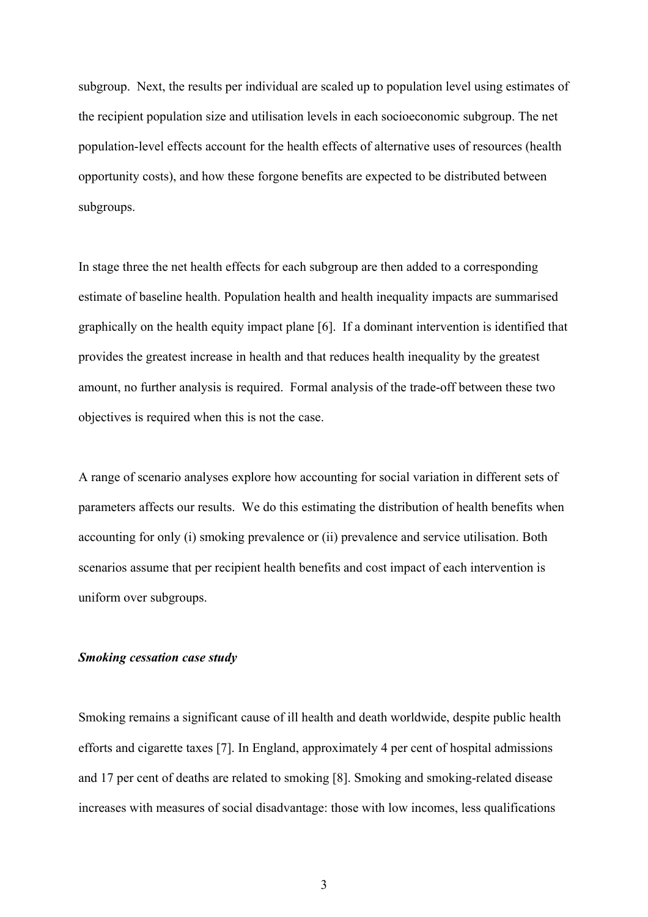subgroup. Next, the results per individual are scaled up to population level using estimates of the recipient population size and utilisation levels in each socioeconomic subgroup. The net population-level effects account for the health effects of alternative uses of resources (health opportunity costs), and how these forgone benefits are expected to be distributed between subgroups.

In stage three the net health effects for each subgroup are then added to a corresponding estimate of baseline health. Population health and health inequality impacts are summarised graphically on the health equity impact plane [6]. If a dominant intervention is identified that provides the greatest increase in health and that reduces health inequality by the greatest amount, no further analysis is required. Formal analysis of the trade-off between these two objectives is required when this is not the case.

A range of scenario analyses explore how accounting for social variation in different sets of parameters affects our results. We do this estimating the distribution of health benefits when accounting for only (i) smoking prevalence or (ii) prevalence and service utilisation. Both scenarios assume that per recipient health benefits and cost impact of each intervention is uniform over subgroups.

### ***Smoking cessation case study***

Smoking remains a significant cause of ill health and death worldwide, despite public health efforts and cigarette taxes [7]. In England, approximately 4 per cent of hospital admissions and 17 per cent of deaths are related to smoking [8]. Smoking and smoking-related disease increases with measures of social disadvantage: those with low incomes, less qualifications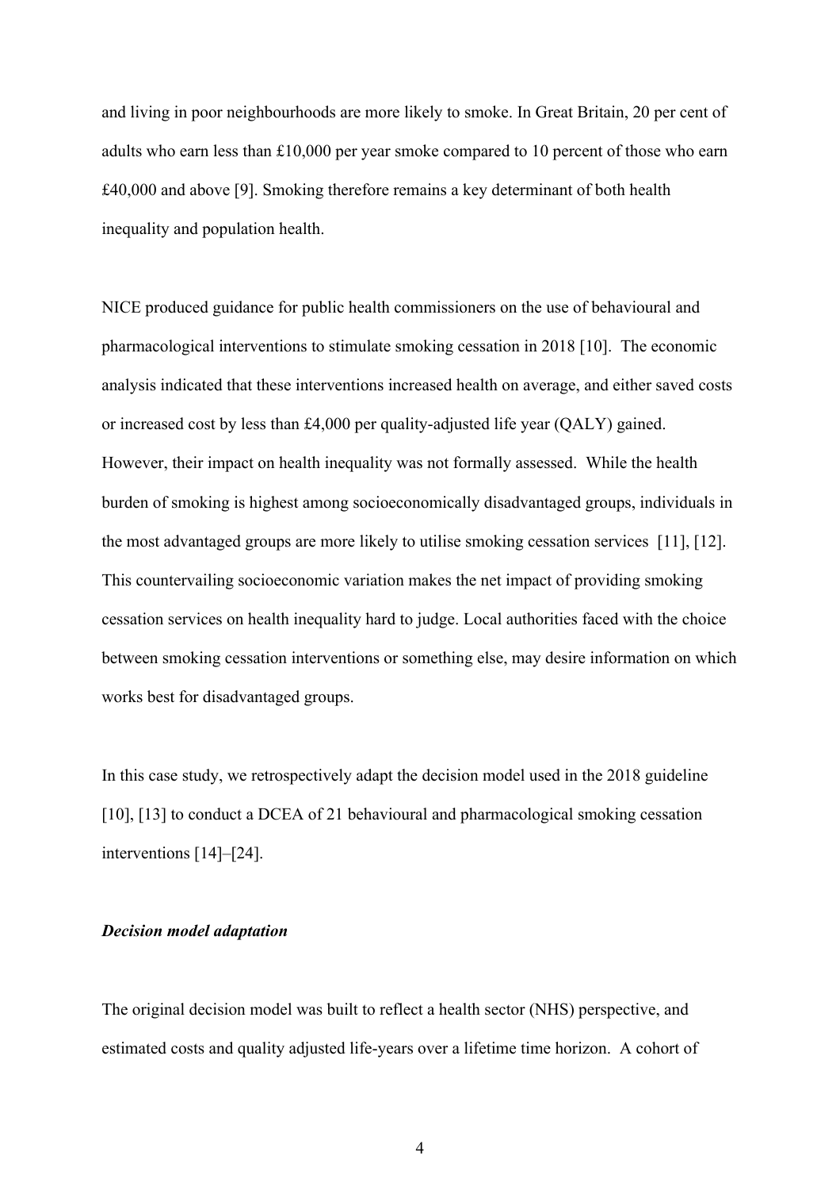and living in poor neighbourhoods are more likely to smoke. In Great Britain, 20 per cent of adults who earn less than £10,000 per year smoke compared to 10 percent of those who earn £40,000 and above [9]. Smoking therefore remains a key determinant of both health inequality and population health.

NICE produced guidance for public health commissioners on the use of behavioural and pharmacological interventions to stimulate smoking cessation in 2018 [10]. The economic analysis indicated that these interventions increased health on average, and either saved costs or increased cost by less than £4,000 per quality-adjusted life year (QALY) gained. However, their impact on health inequality was not formally assessed. While the health burden of smoking is highest among socioeconomically disadvantaged groups, individuals in the most advantaged groups are more likely to utilise smoking cessation services [11], [12]. This countervailing socioeconomic variation makes the net impact of providing smoking cessation services on health inequality hard to judge. Local authorities faced with the choice between smoking cessation interventions or something else, may desire information on which works best for disadvantaged groups.

In this case study, we retrospectively adapt the decision model used in the 2018 guideline [10], [13] to conduct a DCEA of 21 behavioural and pharmacological smoking cessation interventions [14]–[24].

***Decision model adaptation***

The original decision model was built to reflect a health sector (NHS) perspective, and estimated costs and quality adjusted life-years over a lifetime time horizon. A cohort of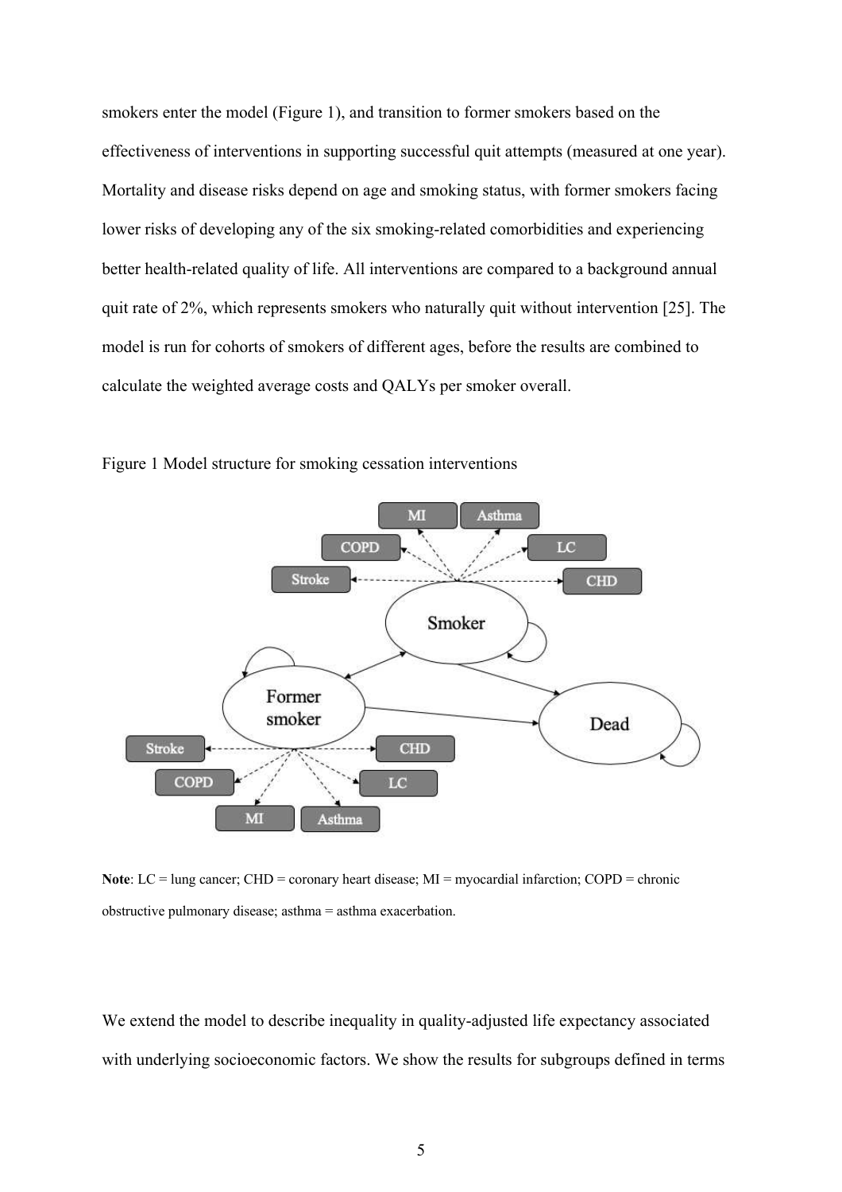smokers enter the model (Figure 1), and transition to former smokers based on the effectiveness of interventions in supporting successful quit attempts (measured at one year). Mortality and disease risks depend on age and smoking status, with former smokers facing lower risks of developing any of the six smoking-related comorbidities and experiencing better health-related quality of life. All interventions are compared to a background annual quit rate of 2%, which represents smokers who naturally quit without intervention [25]. The model is run for cohorts of smokers of different ages, before the results are combined to calculate the weighted average costs and QALYs per smoker overall.

Figure 1 Model structure for smoking cessation interventions

**Note**: LC = lung cancer; CHD = coronary heart disease; MI = myocardial infarction; COPD = chronic obstructive pulmonary disease; asthma = asthma exacerbation.

We extend the model to describe inequality in quality-adjusted life expectancy associated with underlying socioeconomic factors. We show the results for subgroups defined in terms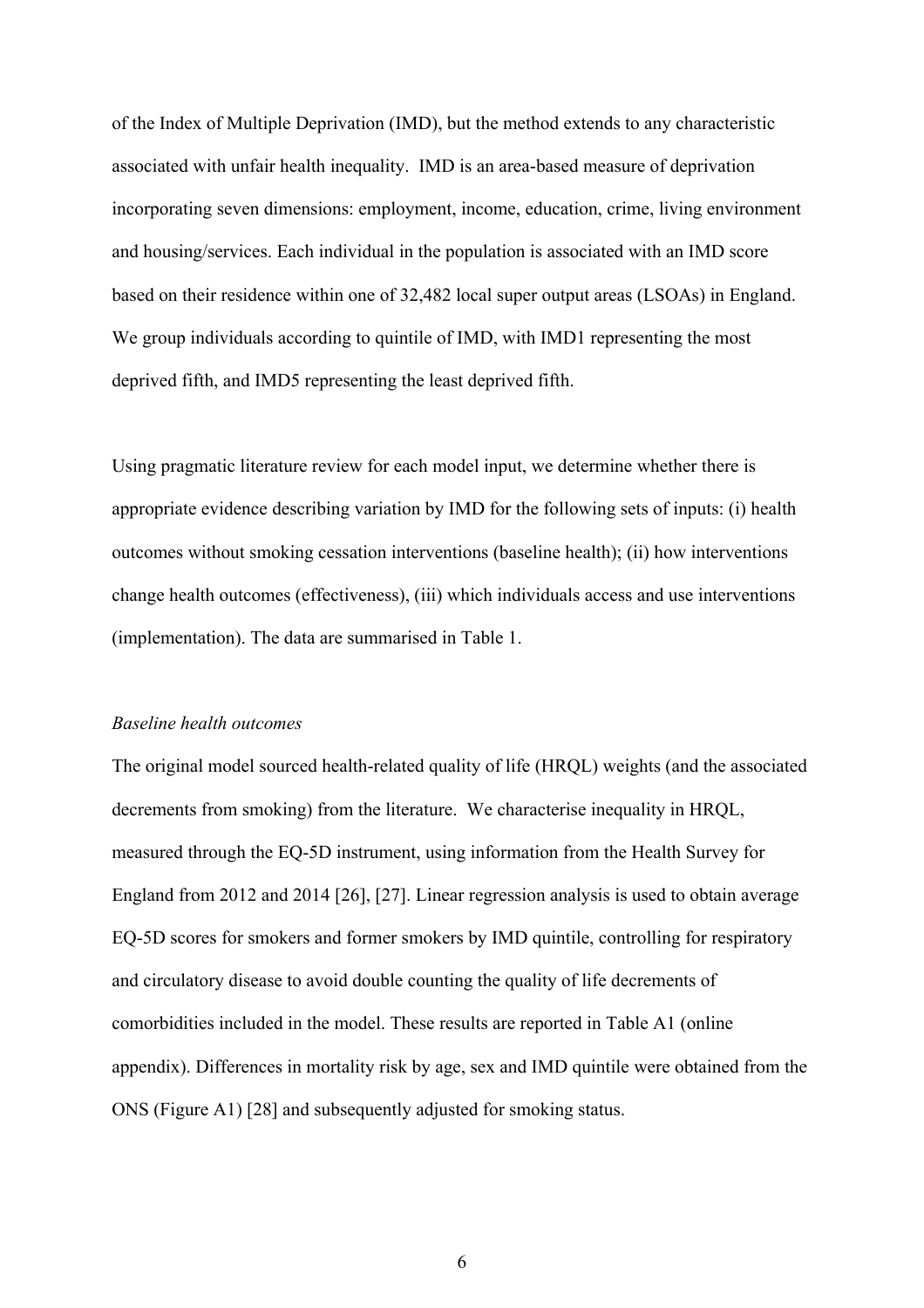of the Index of Multiple Deprivation (IMD), but the method extends to any characteristic associated with unfair health inequality. IMD is an area-based measure of deprivation incorporating seven dimensions: employment, income, education, crime, living environment and housing/services. Each individual in the population is associated with an IMD score based on their residence within one of 32,482 local super output areas (LSOAs) in England. We group individuals according to quintile of IMD, with IMD1 representing the most deprived fifth, and IMD5 representing the least deprived fifth.

Using pragmatic literature review for each model input, we determine whether there is appropriate evidence describing variation by IMD for the following sets of inputs: (i) health outcomes without smoking cessation interventions (baseline health); (ii) how interventions change health outcomes (effectiveness), (iii) which individuals access and use interventions (implementation). The data are summarised in Table 1.

*Baseline health outcomes*

The original model sourced health-related quality of life (HRQL) weights (and the associated decrements from smoking) from the literature. We characterise inequality in HRQL, measured through the EQ-5D instrument, using information from the Health Survey for England from 2012 and 2014 [26], [27]. Linear regression analysis is used to obtain average EQ-5D scores for smokers and former smokers by IMD quintile, controlling for respiratory and circulatory disease to avoid double counting the quality of life decrements of comorbidities included in the model. These results are reported in Table A1 (online appendix). Differences in mortality risk by age, sex and IMD quintile were obtained from the ONS (Figure A1) [28] and subsequently adjusted for smoking status.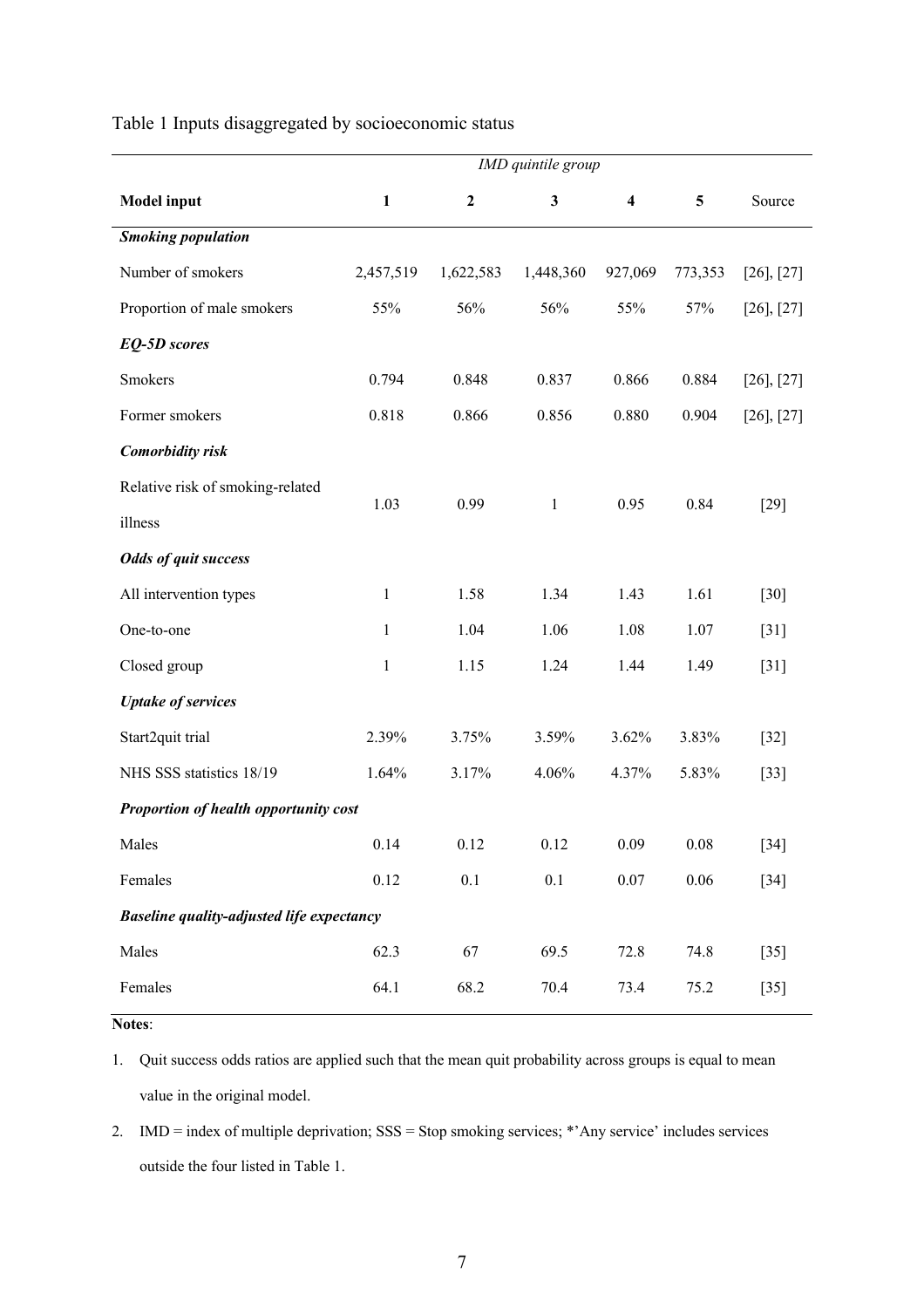Table 1 Inputs disaggregated by socioeconomic status

| | *IMD quintile group* | | | | | |
|---|---|---|---|---|---|---|
| **Model input** | **1** | **2** | **3** | **4** | **5** | Source |
| ***Smoking population*** | | | | | | |
| Number of smokers | 2,457,519 | 1,622,583 | 1,448,360 | 927,069 | 773,353 | [26], [27] |
| Proportion of male smokers | 55% | 56% | 56% | 55% | 57% | [26], [27] |
| ***EQ-5D scores*** | | | | | | |
| Smokers | 0.794 | 0.848 | 0.837 | 0.866 | 0.884 | [26], [27] |
| Former smokers | 0.818 | 0.866 | 0.856 | 0.880 | 0.904 | [26], [27] |
| ***Comorbidity risk*** | | | | | | |
| Relative risk of smoking-related illness | 1.03 | 0.99 | 1 | 0.95 | 0.84 | [29] |
| ***Odds of quit success*** | | | | | | |
| All intervention types | 1 | 1.58 | 1.34 | 1.43 | 1.61 | [30] |
| One-to-one | 1 | 1.04 | 1.06 | 1.08 | 1.07 | [31] |
| Closed group | 1 | 1.15 | 1.24 | 1.44 | 1.49 | [31] |
| ***Uptake of services*** | | | | | | |
| Start2quit trial | 2.39% | 3.75% | 3.59% | 3.62% | 3.83% | [32] |
| NHS SSS statistics 18/19 | 1.64% | 3.17% | 4.06% | 4.37% | 5.83% | [33] |
| ***Proportion of health opportunity cost*** | | | | | | |
| Males | 0.14 | 0.12 | 0.12 | 0.09 | 0.08 | [34] |
| Females | 0.12 | 0.1 | 0.1 | 0.07 | 0.06 | [34] |
| ***Baseline quality-adjusted life expectancy*** | | | | | | |
| Males | 62.3 | 67 | 69.5 | 72.8 | 74.8 | [35] |
| Females | 64.1 | 68.2 | 70.4 | 73.4 | 75.2 | [35] |

**Notes**:

1. Quit success odds ratios are applied such that the mean quit probability across groups is equal to mean value in the original model.
2. IMD = index of multiple deprivation; SSS = Stop smoking services; *'Any service' includes services outside the four listed in Table 1.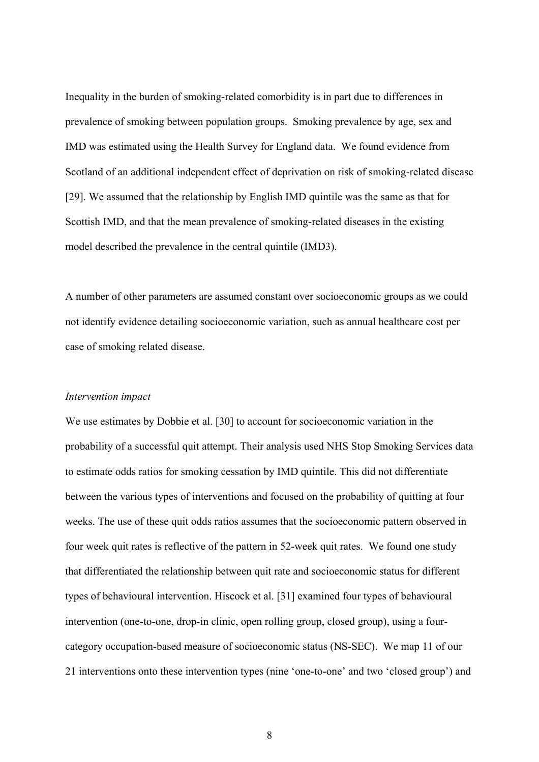Inequality in the burden of smoking-related comorbidity is in part due to differences in prevalence of smoking between population groups. Smoking prevalence by age, sex and IMD was estimated using the Health Survey for England data. We found evidence from Scotland of an additional independent effect of deprivation on risk of smoking-related disease [29]. We assumed that the relationship by English IMD quintile was the same as that for Scottish IMD, and that the mean prevalence of smoking-related diseases in the existing model described the prevalence in the central quintile (IMD3).

A number of other parameters are assumed constant over socioeconomic groups as we could not identify evidence detailing socioeconomic variation, such as annual healthcare cost per case of smoking related disease.

*Intervention impact*

We use estimates by Dobbie et al. [30] to account for socioeconomic variation in the probability of a successful quit attempt. Their analysis used NHS Stop Smoking Services data to estimate odds ratios for smoking cessation by IMD quintile. This did not differentiate between the various types of interventions and focused on the probability of quitting at four weeks. The use of these quit odds ratios assumes that the socioeconomic pattern observed in four week quit rates is reflective of the pattern in 52-week quit rates. We found one study that differentiated the relationship between quit rate and socioeconomic status for different types of behavioural intervention. Hiscock et al. [31] examined four types of behavioural intervention (one-to-one, drop-in clinic, open rolling group, closed group), using a four-category occupation-based measure of socioeconomic status (NS-SEC). We map 11 of our 21 interventions onto these intervention types (nine 'one-to-one' and two 'closed group') and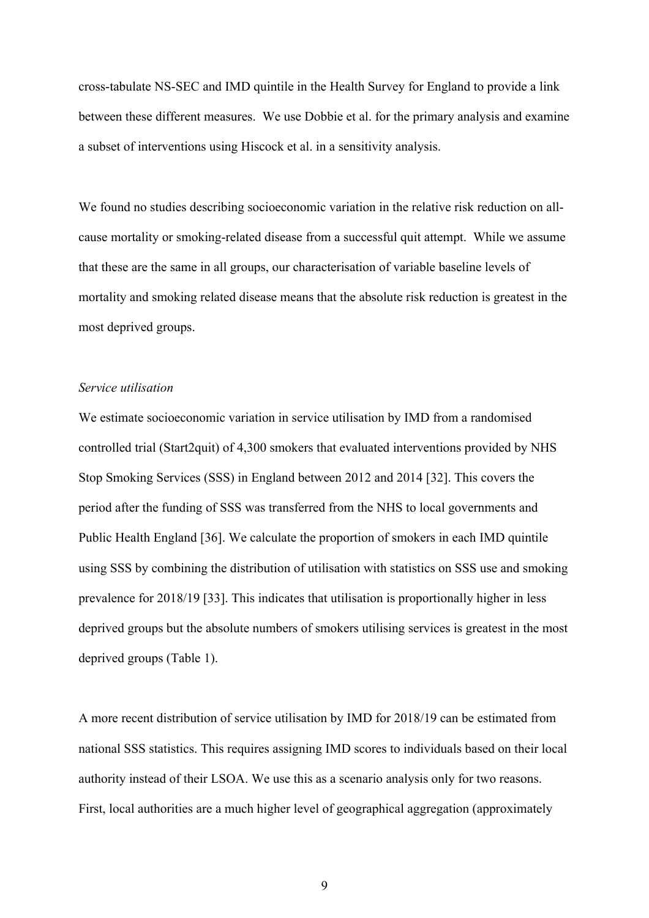cross-tabulate NS-SEC and IMD quintile in the Health Survey for England to provide a link between these different measures. We use Dobbie et al. for the primary analysis and examine a subset of interventions using Hiscock et al. in a sensitivity analysis.

We found no studies describing socioeconomic variation in the relative risk reduction on all-cause mortality or smoking-related disease from a successful quit attempt. While we assume that these are the same in all groups, our characterisation of variable baseline levels of mortality and smoking related disease means that the absolute risk reduction is greatest in the most deprived groups.

*Service utilisation*

We estimate socioeconomic variation in service utilisation by IMD from a randomised controlled trial (Start2quit) of 4,300 smokers that evaluated interventions provided by NHS Stop Smoking Services (SSS) in England between 2012 and 2014 [32]. This covers the period after the funding of SSS was transferred from the NHS to local governments and Public Health England [36]. We calculate the proportion of smokers in each IMD quintile using SSS by combining the distribution of utilisation with statistics on SSS use and smoking prevalence for 2018/19 [33]. This indicates that utilisation is proportionally higher in less deprived groups but the absolute numbers of smokers utilising services is greatest in the most deprived groups (Table 1).

A more recent distribution of service utilisation by IMD for 2018/19 can be estimated from national SSS statistics. This requires assigning IMD scores to individuals based on their local authority instead of their LSOA. We use this as a scenario analysis only for two reasons. First, local authorities are a much higher level of geographical aggregation (approximately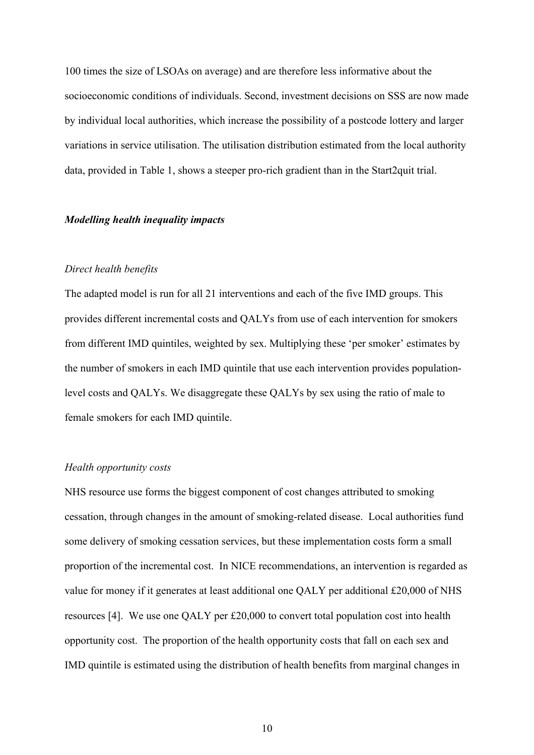100 times the size of LSOAs on average) and are therefore less informative about the socioeconomic conditions of individuals. Second, investment decisions on SSS are now made by individual local authorities, which increase the possibility of a postcode lottery and larger variations in service utilisation. The utilisation distribution estimated from the local authority data, provided in Table 1, shows a steeper pro-rich gradient than in the Start2quit trial.

### *Modelling health inequality impacts*

#### *Direct health benefits*

The adapted model is run for all 21 interventions and each of the five IMD groups. This provides different incremental costs and QALYs from use of each intervention for smokers from different IMD quintiles, weighted by sex. Multiplying these 'per smoker' estimates by the number of smokers in each IMD quintile that use each intervention provides population-level costs and QALYs. We disaggregate these QALYs by sex using the ratio of male to female smokers for each IMD quintile.

#### *Health opportunity costs*

NHS resource use forms the biggest component of cost changes attributed to smoking cessation, through changes in the amount of smoking-related disease. Local authorities fund some delivery of smoking cessation services, but these implementation costs form a small proportion of the incremental cost. In NICE recommendations, an intervention is regarded as value for money if it generates at least additional one QALY per additional £20,000 of NHS resources [4]. We use one QALY per £20,000 to convert total population cost into health opportunity cost. The proportion of the health opportunity costs that fall on each sex and IMD quintile is estimated using the distribution of health benefits from marginal changes in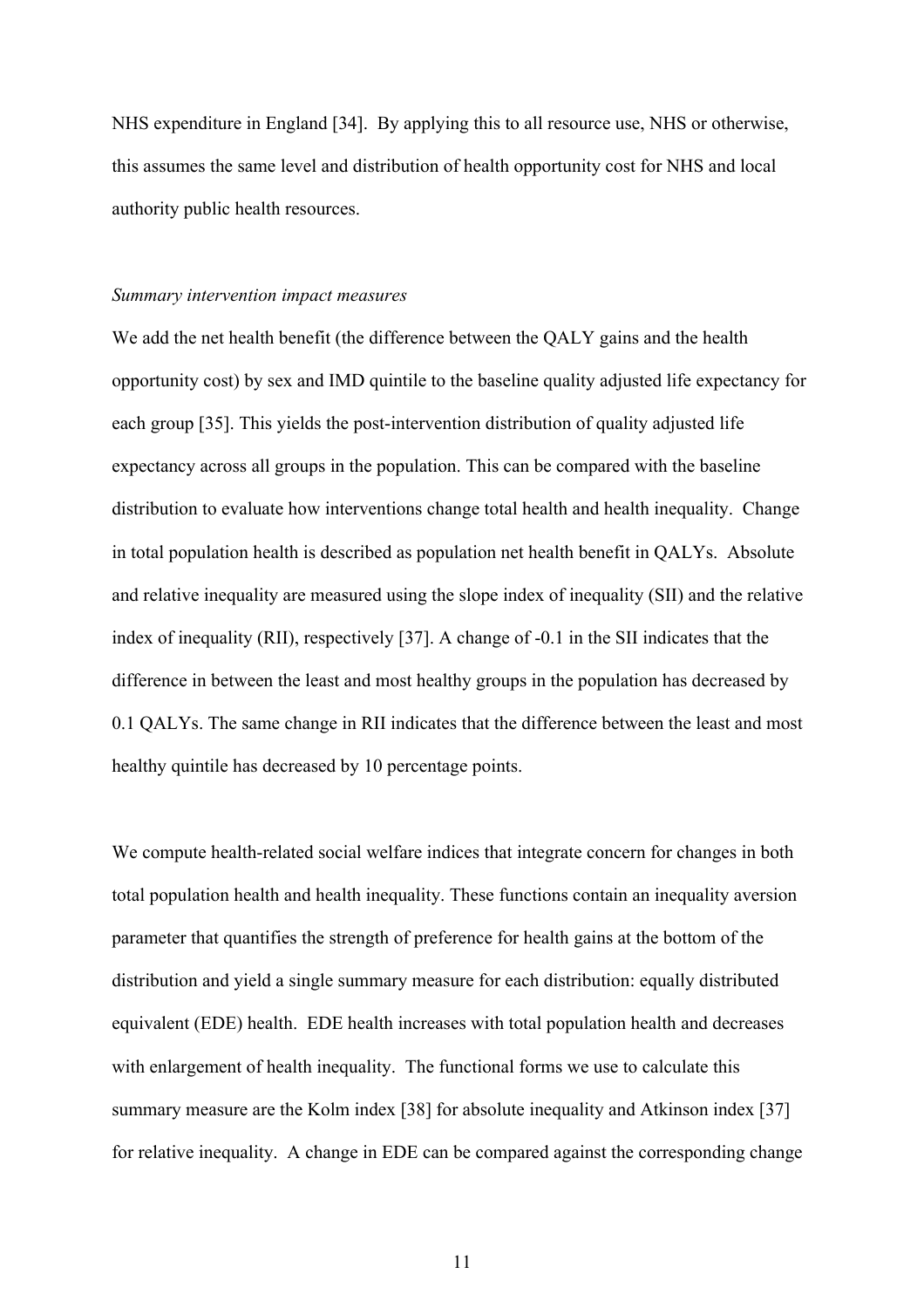NHS expenditure in England [34]. By applying this to all resource use, NHS or otherwise, this assumes the same level and distribution of health opportunity cost for NHS and local authority public health resources.

*Summary intervention impact measures*

We add the net health benefit (the difference between the QALY gains and the health opportunity cost) by sex and IMD quintile to the baseline quality adjusted life expectancy for each group [35]. This yields the post-intervention distribution of quality adjusted life expectancy across all groups in the population. This can be compared with the baseline distribution to evaluate how interventions change total health and health inequality. Change in total population health is described as population net health benefit in QALYs. Absolute and relative inequality are measured using the slope index of inequality (SII) and the relative index of inequality (RII), respectively [37]. A change of -0.1 in the SII indicates that the difference in between the least and most healthy groups in the population has decreased by 0.1 QALYs. The same change in RII indicates that the difference between the least and most healthy quintile has decreased by 10 percentage points.

We compute health-related social welfare indices that integrate concern for changes in both total population health and health inequality. These functions contain an inequality aversion parameter that quantifies the strength of preference for health gains at the bottom of the distribution and yield a single summary measure for each distribution: equally distributed equivalent (EDE) health. EDE health increases with total population health and decreases with enlargement of health inequality. The functional forms we use to calculate this summary measure are the Kolm index [38] for absolute inequality and Atkinson index [37] for relative inequality. A change in EDE can be compared against the corresponding change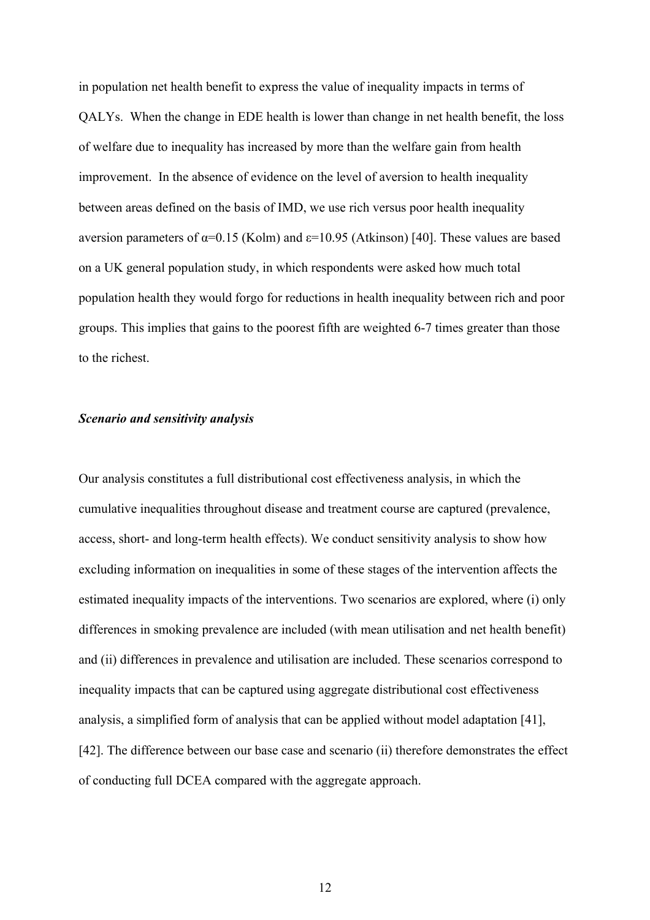in population net health benefit to express the value of inequality impacts in terms of QALYs. When the change in EDE health is lower than change in net health benefit, the loss of welfare due to inequality has increased by more than the welfare gain from health improvement. In the absence of evidence on the level of aversion to health inequality between areas defined on the basis of IMD, we use rich versus poor health inequality aversion parameters of $\alpha=0.15$ (Kolm) and $\varepsilon=10.95$ (Atkinson) [40]. These values are based on a UK general population study, in which respondents were asked how much total population health they would forgo for reductions in health inequality between rich and poor groups. This implies that gains to the poorest fifth are weighted 6-7 times greater than those to the richest.

### *Scenario and sensitivity analysis*

Our analysis constitutes a full distributional cost effectiveness analysis, in which the cumulative inequalities throughout disease and treatment course are captured (prevalence, access, short- and long-term health effects). We conduct sensitivity analysis to show how excluding information on inequalities in some of these stages of the intervention affects the estimated inequality impacts of the interventions. Two scenarios are explored, where (i) only differences in smoking prevalence are included (with mean utilisation and net health benefit) and (ii) differences in prevalence and utilisation are included. These scenarios correspond to inequality impacts that can be captured using aggregate distributional cost effectiveness analysis, a simplified form of analysis that can be applied without model adaptation [41], [42]. The difference between our base case and scenario (ii) therefore demonstrates the effect of conducting full DCEA compared with the aggregate approach.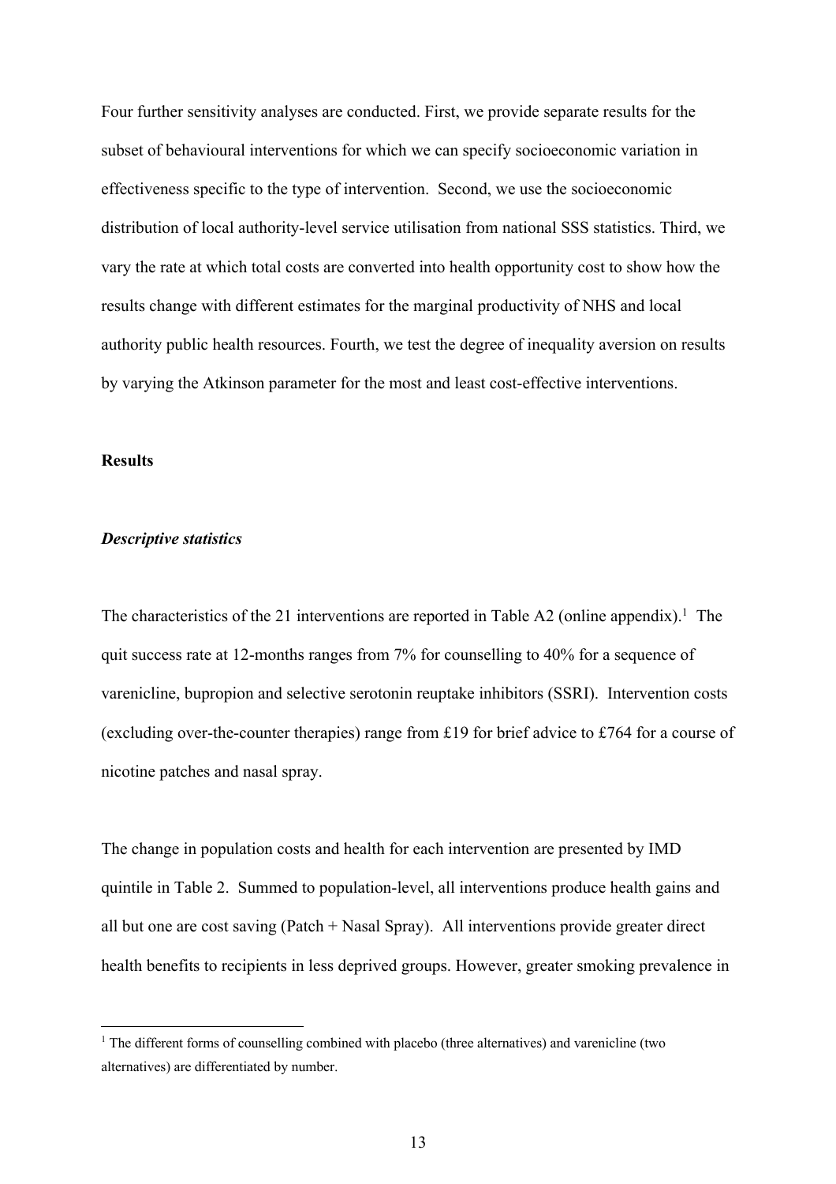Four further sensitivity analyses are conducted. First, we provide separate results for the subset of behavioural interventions for which we can specify socioeconomic variation in effectiveness specific to the type of intervention. Second, we use the socioeconomic distribution of local authority-level service utilisation from national SSS statistics. Third, we vary the rate at which total costs are converted into health opportunity cost to show how the results change with different estimates for the marginal productivity of NHS and local authority public health resources. Fourth, we test the degree of inequality aversion on results by varying the Atkinson parameter for the most and least cost-effective interventions.

**Results**

***Descriptive statistics***

The characteristics of the 21 interventions are reported in Table A2 (online appendix).[1] The quit success rate at 12-months ranges from 7% for counselling to 40% for a sequence of varenicline, bupropion and selective serotonin reuptake inhibitors (SSRI). Intervention costs (excluding over-the-counter therapies) range from £19 for brief advice to £764 for a course of nicotine patches and nasal spray.

The change in population costs and health for each intervention are presented by IMD quintile in Table 2. Summed to population-level, all interventions produce health gains and all but one are cost saving (Patch + Nasal Spray). All interventions provide greater direct health benefits to recipients in less deprived groups. However, greater smoking prevalence in

[1] The different forms of counselling combined with placebo (three alternatives) and varenicline (two alternatives) are differentiated by number.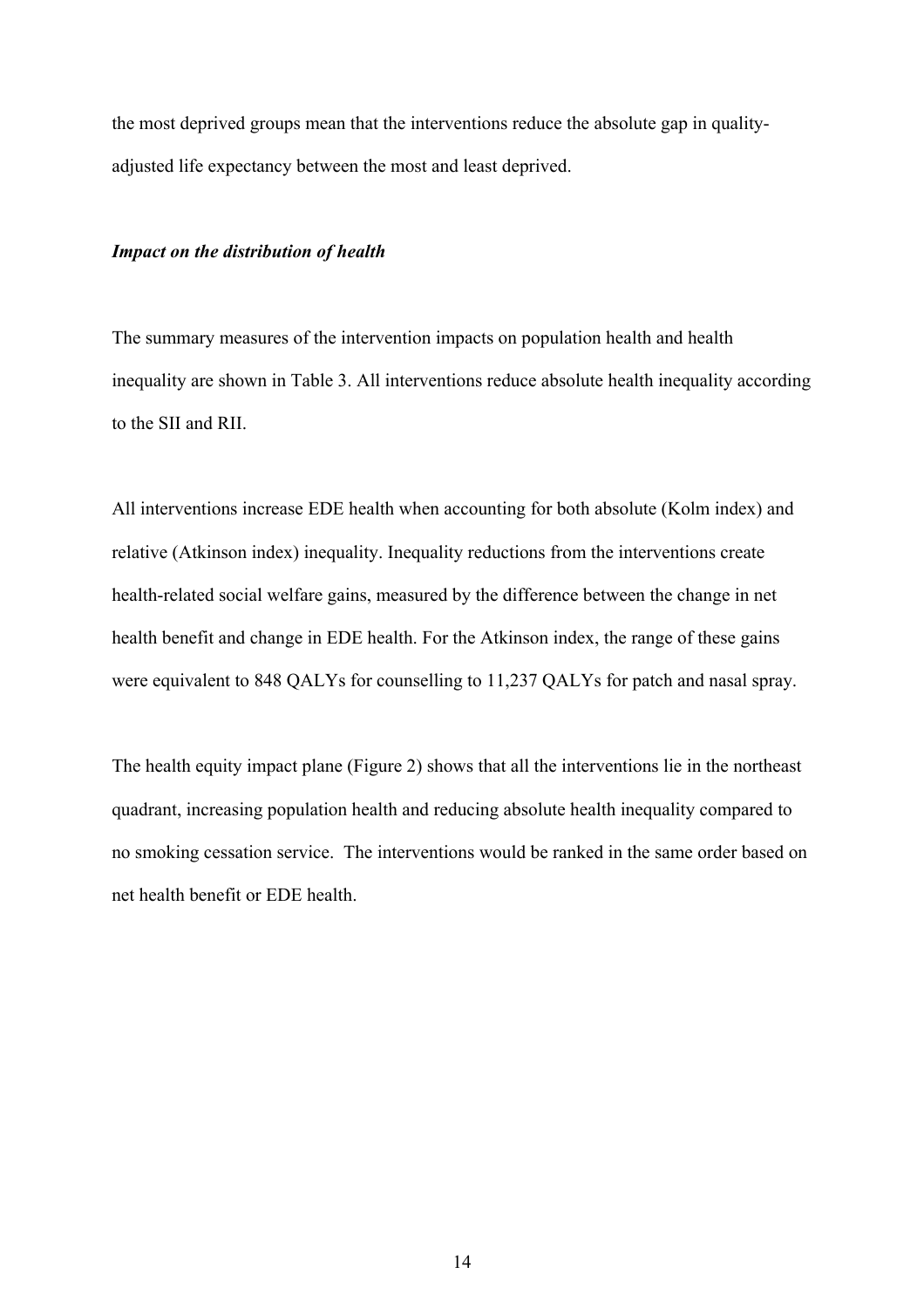the most deprived groups mean that the interventions reduce the absolute gap in quality-adjusted life expectancy between the most and least deprived.

***Impact on the distribution of health***

The summary measures of the intervention impacts on population health and health inequality are shown in Table 3. All interventions reduce absolute health inequality according to the SII and RII.

All interventions increase EDE health when accounting for both absolute (Kolm index) and relative (Atkinson index) inequality. Inequality reductions from the interventions create health-related social welfare gains, measured by the difference between the change in net health benefit and change in EDE health. For the Atkinson index, the range of these gains were equivalent to 848 QALYs for counselling to 11,237 QALYs for patch and nasal spray.

The health equity impact plane (Figure 2) shows that all the interventions lie in the northeast quadrant, increasing population health and reducing absolute health inequality compared to no smoking cessation service. The interventions would be ranked in the same order based on net health benefit or EDE health.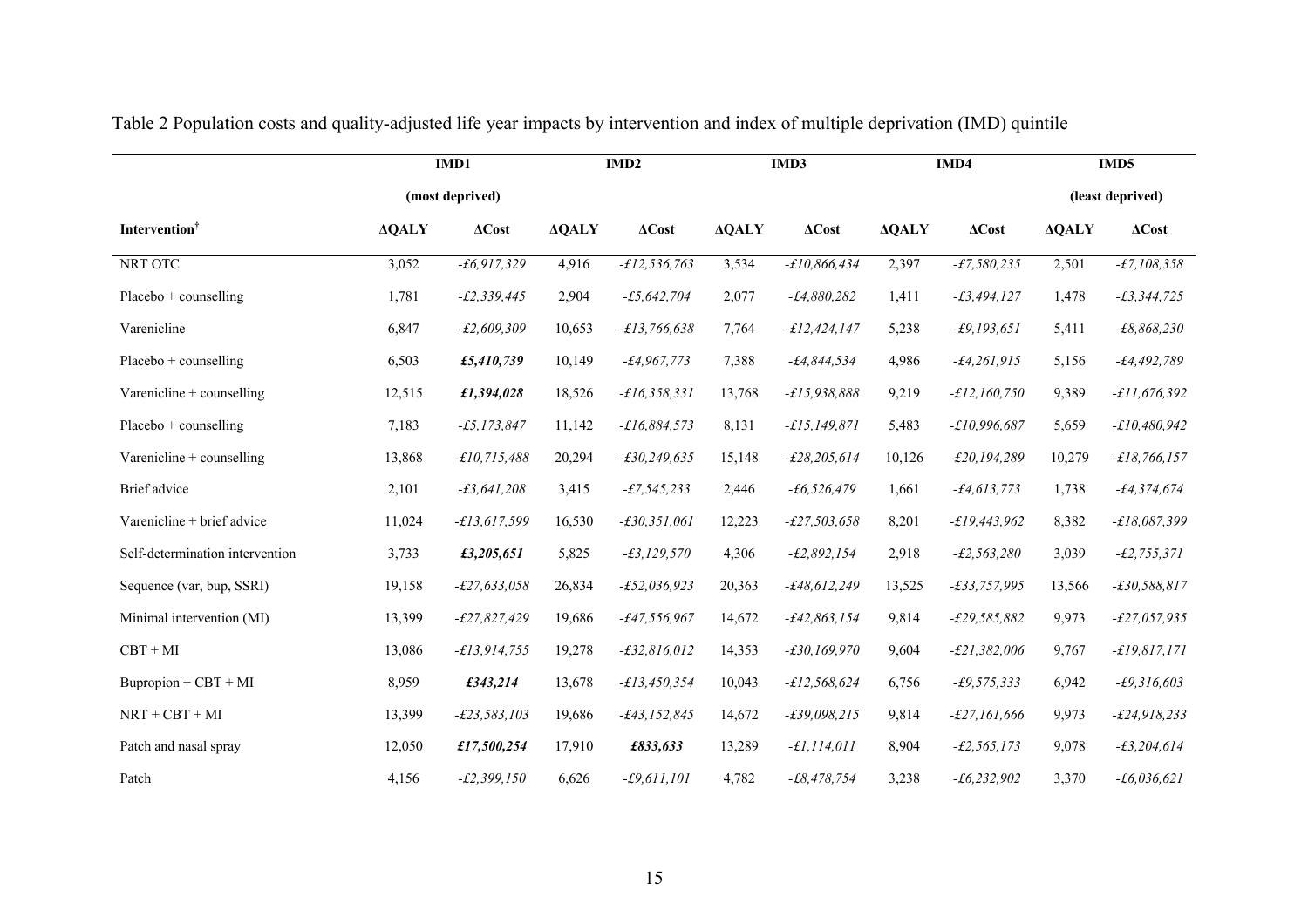Table 2 Population costs and quality-adjusted life year impacts by intervention and index of multiple deprivation (IMD) quintile

| | IMD1 (most deprived) | | IMD2 | | IMD3 | | IMD4 | | IMD5 (least deprived) | |
|---|---|---|---|---|---|---|---|---|---|---|
| **Intervention[†]** | **ΔQALY** | **ΔCost** | **ΔQALY** | **ΔCost** | **ΔQALY** | **ΔCost** | **ΔQALY** | **ΔCost** | **ΔQALY** | **ΔCost** |
| NRT OTC | 3,052 | *-£6,917,329* | 4,916 | *-£12,536,763* | 3,534 | *-£10,866,434* | 2,397 | *-£7,580,235* | 2,501 | *-£7,108,358* |
| Placebo + counselling | 1,781 | *-£2,339,445* | 2,904 | *-£5,642,704* | 2,077 | *-£4,880,282* | 1,411 | *-£3,494,127* | 1,478 | *-£3,344,725* |
| Varenicline | 6,847 | *-£2,609,309* | 10,653 | *-£13,766,638* | 7,764 | *-£12,424,147* | 5,238 | *-£9,193,651* | 5,411 | *-£8,868,230* |
| Placebo + counselling | 6,503 | ***£5,410,739*** | 10,149 | *-£4,967,773* | 7,388 | *-£4,844,534* | 4,986 | *-£4,261,915* | 5,156 | *-£4,492,789* |
| Varenicline + counselling | 12,515 | ***£1,394,028*** | 18,526 | *-£16,358,331* | 13,768 | *-£15,938,888* | 9,219 | *-£12,160,750* | 9,389 | *-£11,676,392* |
| Placebo + counselling | 7,183 | *-£5,173,847* | 11,142 | *-£16,884,573* | 8,131 | *-£15,149,871* | 5,483 | *-£10,996,687* | 5,659 | *-£10,480,942* |
| Varenicline + counselling | 13,868 | *-£10,715,488* | 20,294 | *-£30,249,635* | 15,148 | *-£28,205,614* | 10,126 | *-£20,194,289* | 10,279 | *-£18,766,157* |
| Brief advice | 2,101 | *-£3,641,208* | 3,415 | *-£7,545,233* | 2,446 | *-£6,526,479* | 1,661 | *-£4,613,773* | 1,738 | *-£4,374,674* |
| Varenicline + brief advice | 11,024 | *-£13,617,599* | 16,530 | *-£30,351,061* | 12,223 | *-£27,503,658* | 8,201 | *-£19,443,962* | 8,382 | *-£18,087,399* |
| Self-determination intervention | 3,733 | ***£3,205,651*** | 5,825 | *-£3,129,570* | 4,306 | *-£2,892,154* | 2,918 | *-£2,563,280* | 3,039 | *-£2,755,371* |
| Sequence (var, bup, SSRI) | 19,158 | *-£27,633,058* | 26,834 | *-£52,036,923* | 20,363 | *-£48,612,249* | 13,525 | *-£33,757,995* | 13,566 | *-£30,588,817* |
| Minimal intervention (MI) | 13,399 | *-£27,827,429* | 19,686 | *-£47,556,967* | 14,672 | *-£42,863,154* | 9,814 | *-£29,585,882* | 9,973 | *-£27,057,935* |
| CBT + MI | 13,086 | *-£13,914,755* | 19,278 | *-£32,816,012* | 14,353 | *-£30,169,970* | 9,604 | *-£21,382,006* | 9,767 | *-£19,817,171* |
| Bupropion + CBT + MI | 8,959 | ***£343,214*** | 13,678 | *-£13,450,354* | 10,043 | *-£12,568,624* | 6,756 | *-£9,575,333* | 6,942 | *-£9,316,603* |
| NRT + CBT + MI | 13,399 | *-£23,583,103* | 19,686 | *-£43,152,845* | 14,672 | *-£39,098,215* | 9,814 | *-£27,161,666* | 9,973 | *-£24,918,233* |
| Patch and nasal spray | 12,050 | ***£17,500,254*** | 17,910 | ***£833,633*** | 13,289 | *-£1,114,011* | 8,904 | *-£2,565,173* | 9,078 | *-£3,204,614* |
| Patch | 4,156 | *-£2,399,150* | 6,626 | *-£9,611,101* | 4,782 | *-£8,478,754* | 3,238 | *-£6,232,902* | 3,370 | *-£6,036,621* |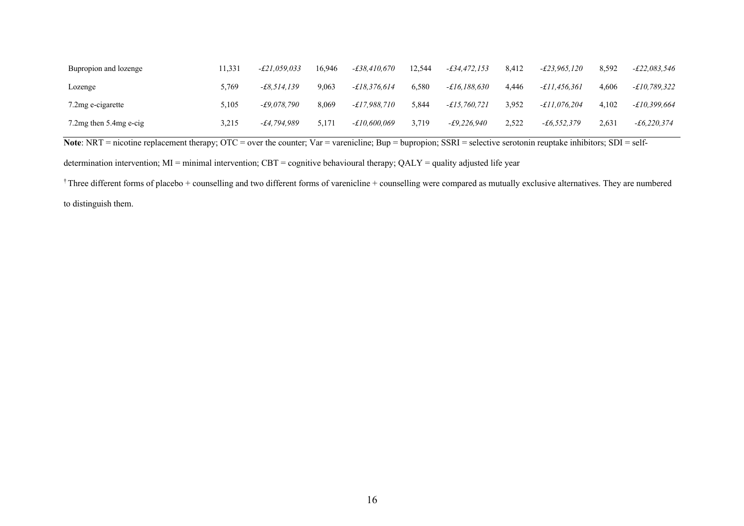| | | | | | | | | | | |
|---|---|---|---|---|---|---|---|---|---|---|
| Bupropion and lozenge | 11,331 | *-£21,059,033* | 16,946 | *-£38,410,670* | 12,544 | *-£34,472,153* | 8,412 | *-£23,965,120* | 8,592 | *-£22,083,546* |
| Lozenge | 5,769 | *-£8,514,139* | 9,063 | *-£18,376,614* | 6,580 | *-£16,188,630* | 4,446 | *-£11,456,361* | 4,606 | *-£10,789,322* |
| 7.2mg e-cigarette | 5,105 | *-£9,078,790* | 8,069 | *-£17,988,710* | 5,844 | *-£15,760,721* | 3,952 | *-£11,076,204* | 4,102 | *-£10,399,664* |
| 7.2mg then 5.4mg e-cig | 3,215 | *-£4,794,989* | 5,171 | *-£10,600,069* | 3,719 | *-£9,226,940* | 2,522 | *-£6,552,379* | 2,631 | *-£6,220,374* |

**Note**: NRT = nicotine replacement therapy; OTC = over the counter; Var = varenicline; Bup = bupropion; SSRI = selective serotonin reuptake inhibitors; SDI = self-determination intervention; MI = minimal intervention; CBT = cognitive behavioural therapy; QALY = quality adjusted life year

† Three different forms of placebo + counselling and two different forms of varenicline + counselling were compared as mutually exclusive alternatives. They are numbered to distinguish them.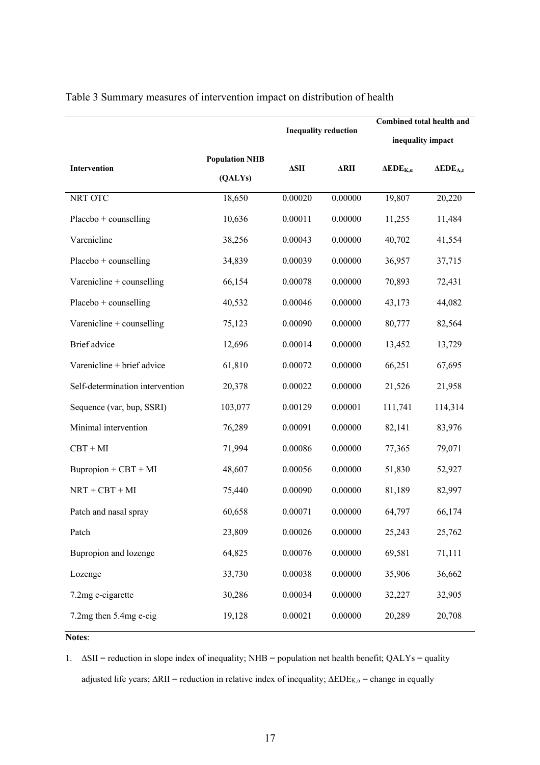Table 3 Summary measures of intervention impact on distribution of health

| Intervention | Population NHB (QALYs) | Inequality reduction | | Combined total health and inequality impact | |
|---|---|---|---|---|---|
| | | ΔSII | ΔRII | $\Delta EDE_{K,\alpha}$ | $\Delta EDE_{A,\varepsilon}$ |
| NRT OTC | 18,650 | 0.00020 | 0.00000 | 19,807 | 20,220 |
| Placebo + counselling | 10,636 | 0.00011 | 0.00000 | 11,255 | 11,484 |
| Varenicline | 38,256 | 0.00043 | 0.00000 | 40,702 | 41,554 |
| Placebo + counselling | 34,839 | 0.00039 | 0.00000 | 36,957 | 37,715 |
| Varenicline + counselling | 66,154 | 0.00078 | 0.00000 | 70,893 | 72,431 |
| Placebo + counselling | 40,532 | 0.00046 | 0.00000 | 43,173 | 44,082 |
| Varenicline + counselling | 75,123 | 0.00090 | 0.00000 | 80,777 | 82,564 |
| Brief advice | 12,696 | 0.00014 | 0.00000 | 13,452 | 13,729 |
| Varenicline + brief advice | 61,810 | 0.00072 | 0.00000 | 66,251 | 67,695 |
| Self-determination intervention | 20,378 | 0.00022 | 0.00000 | 21,526 | 21,958 |
| Sequence (var, bup, SSRI) | 103,077 | 0.00129 | 0.00001 | 111,741 | 114,314 |
| Minimal intervention | 76,289 | 0.00091 | 0.00000 | 82,141 | 83,976 |
| CBT + MI | 71,994 | 0.00086 | 0.00000 | 77,365 | 79,071 |
| Bupropion + CBT + MI | 48,607 | 0.00056 | 0.00000 | 51,830 | 52,927 |
| NRT + CBT + MI | 75,440 | 0.00090 | 0.00000 | 81,189 | 82,997 |
| Patch and nasal spray | 60,658 | 0.00071 | 0.00000 | 64,797 | 66,174 |
| Patch | 23,809 | 0.00026 | 0.00000 | 25,243 | 25,762 |
| Bupropion and lozenge | 64,825 | 0.00076 | 0.00000 | 69,581 | 71,111 |
| Lozenge | 33,730 | 0.00038 | 0.00000 | 35,906 | 36,662 |
| 7.2mg e-cigarette | 30,286 | 0.00034 | 0.00000 | 32,227 | 32,905 |
| 7.2mg then 5.4mg e-cig | 19,128 | 0.00021 | 0.00000 | 20,289 | 20,708 |

**Notes**:

1. ΔSII = reduction in slope index of inequality; NHB = population net health benefit; QALYs = quality adjusted life years; ΔRII = reduction in relative index of inequality; $\Delta EDE_{K,\alpha}$ = change in equally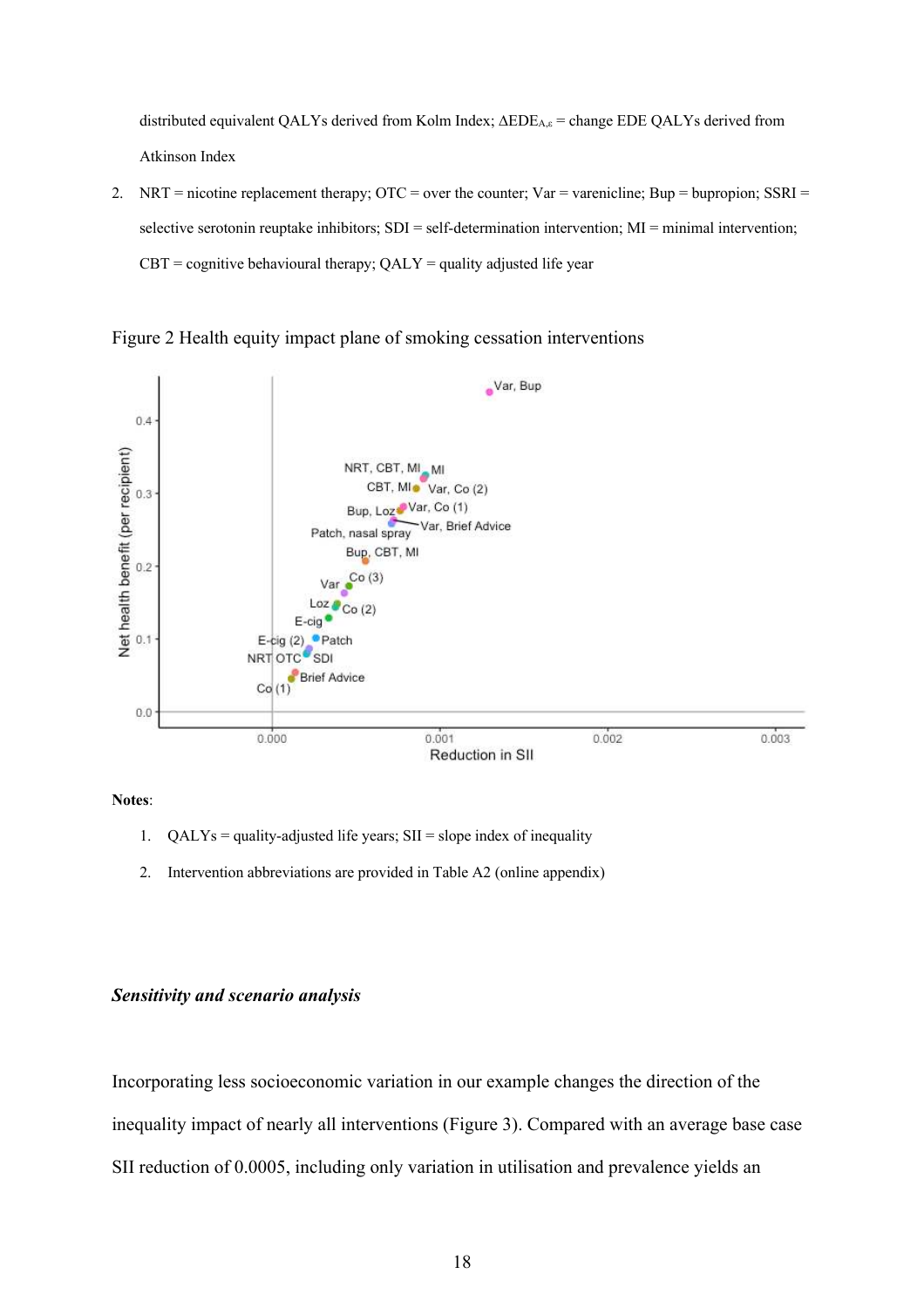distributed equivalent QALYs derived from Kolm Index; $\Delta EDE_{A,\varepsilon}$ = change EDE QALYs derived from Atkinson Index

2. NRT = nicotine replacement therapy; OTC = over the counter; Var = varenicline; Bup = bupropion; SSRI = selective serotonin reuptake inhibitors; SDI = self-determination intervention; MI = minimal intervention; CBT = cognitive behavioural therapy; QALY = quality adjusted life year

Figure 2 Health equity impact plane of smoking cessation interventions

**Notes**:

1. QALYs = quality-adjusted life years; SII = slope index of inequality
2. Intervention abbreviations are provided in Table A2 (online appendix)

### *Sensitivity and scenario analysis*

Incorporating less socioeconomic variation in our example changes the direction of the inequality impact of nearly all interventions (Figure 3). Compared with an average base case SII reduction of 0.0005, including only variation in utilisation and prevalence yields an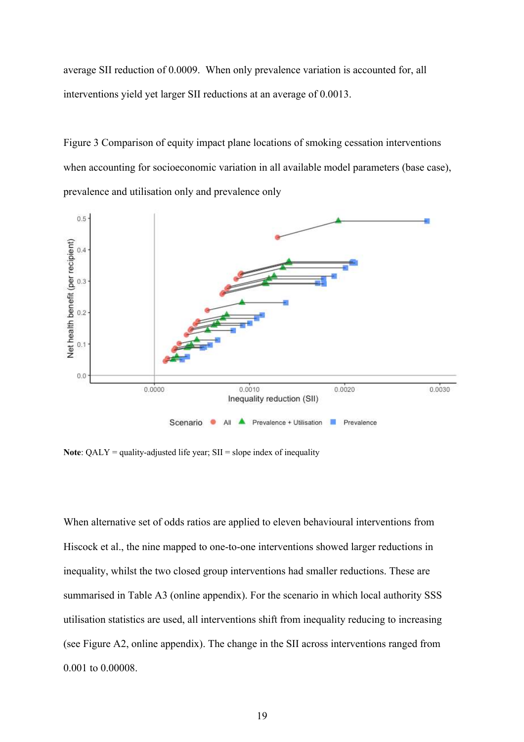average SII reduction of 0.0009. When only prevalence variation is accounted for, all interventions yield yet larger SII reductions at an average of 0.0013.

Figure 3 Comparison of equity impact plane locations of smoking cessation interventions when accounting for socioeconomic variation in all available model parameters (base case), prevalence and utilisation only and prevalence only

**Note**: QALY = quality-adjusted life year; SII = slope index of inequality

When alternative set of odds ratios are applied to eleven behavioural interventions from Hiscock et al., the nine mapped to one-to-one interventions showed larger reductions in inequality, whilst the two closed group interventions had smaller reductions. These are summarised in Table A3 (online appendix). For the scenario in which local authority SSS utilisation statistics are used, all interventions shift from inequality reducing to increasing (see Figure A2, online appendix). The change in the SII across interventions ranged from 0.001 to 0.00008.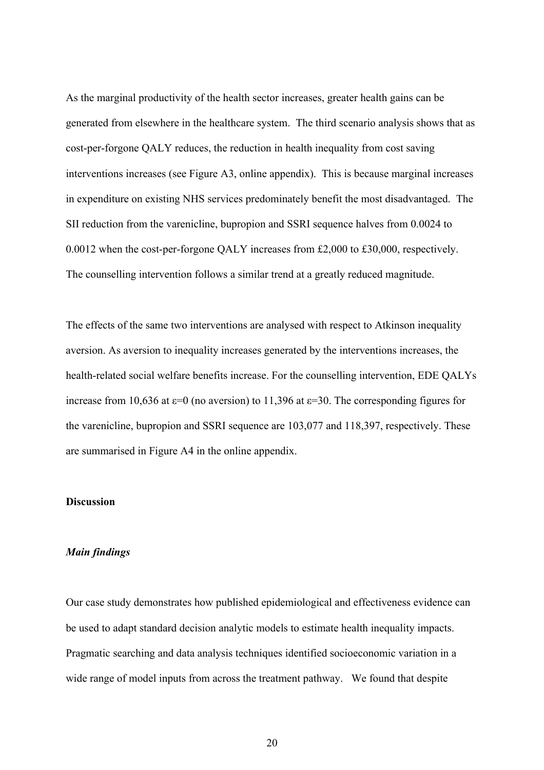As the marginal productivity of the health sector increases, greater health gains can be generated from elsewhere in the healthcare system. The third scenario analysis shows that as cost-per-forgone QALY reduces, the reduction in health inequality from cost saving interventions increases (see Figure A3, online appendix). This is because marginal increases in expenditure on existing NHS services predominately benefit the most disadvantaged. The SII reduction from the varenicline, bupropion and SSRI sequence halves from 0.0024 to 0.0012 when the cost-per-forgone QALY increases from £2,000 to £30,000, respectively. The counselling intervention follows a similar trend at a greatly reduced magnitude.

The effects of the same two interventions are analysed with respect to Atkinson inequality aversion. As aversion to inequality increases generated by the interventions increases, the health-related social welfare benefits increase. For the counselling intervention, EDE QALYs increase from 10,636 at $\varepsilon=0$ (no aversion) to 11,396 at $\varepsilon=30$. The corresponding figures for the varenicline, bupropion and SSRI sequence are 103,077 and 118,397, respectively. These are summarised in Figure A4 in the online appendix.

## Discussion

### *Main findings*

Our case study demonstrates how published epidemiological and effectiveness evidence can be used to adapt standard decision analytic models to estimate health inequality impacts. Pragmatic searching and data analysis techniques identified socioeconomic variation in a wide range of model inputs from across the treatment pathway. We found that despite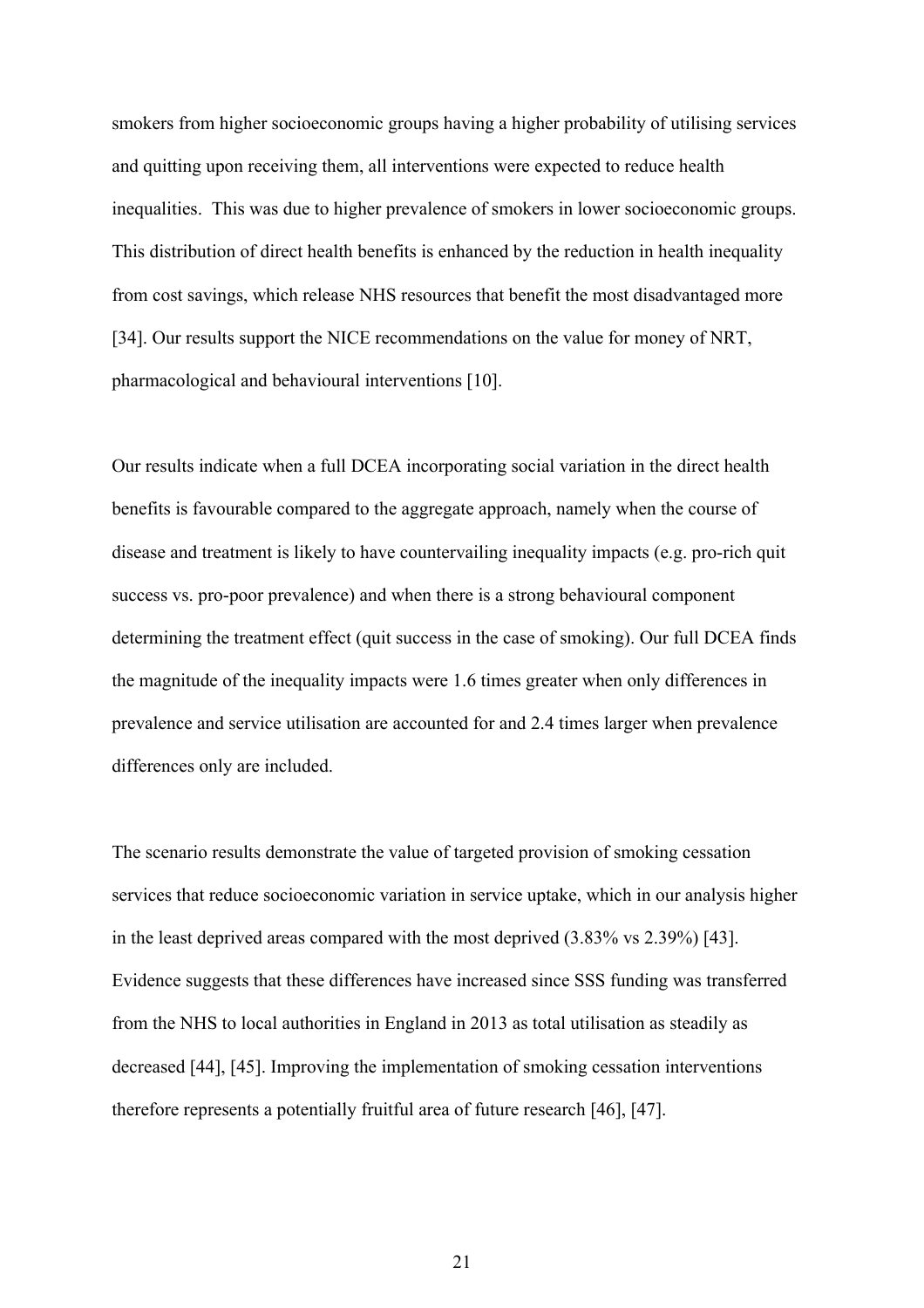smokers from higher socioeconomic groups having a higher probability of utilising services and quitting upon receiving them, all interventions were expected to reduce health inequalities. This was due to higher prevalence of smokers in lower socioeconomic groups. This distribution of direct health benefits is enhanced by the reduction in health inequality from cost savings, which release NHS resources that benefit the most disadvantaged more [34]. Our results support the NICE recommendations on the value for money of NRT, pharmacological and behavioural interventions [10].

Our results indicate when a full DCEA incorporating social variation in the direct health benefits is favourable compared to the aggregate approach, namely when the course of disease and treatment is likely to have countervailing inequality impacts (e.g. pro-rich quit success vs. pro-poor prevalence) and when there is a strong behavioural component determining the treatment effect (quit success in the case of smoking). Our full DCEA finds the magnitude of the inequality impacts were 1.6 times greater when only differences in prevalence and service utilisation are accounted for and 2.4 times larger when prevalence differences only are included.

The scenario results demonstrate the value of targeted provision of smoking cessation services that reduce socioeconomic variation in service uptake, which in our analysis higher in the least deprived areas compared with the most deprived (3.83% vs 2.39%) [43]. Evidence suggests that these differences have increased since SSS funding was transferred from the NHS to local authorities in England in 2013 as total utilisation as steadily as decreased [44], [45]. Improving the implementation of smoking cessation interventions therefore represents a potentially fruitful area of future research [46], [47].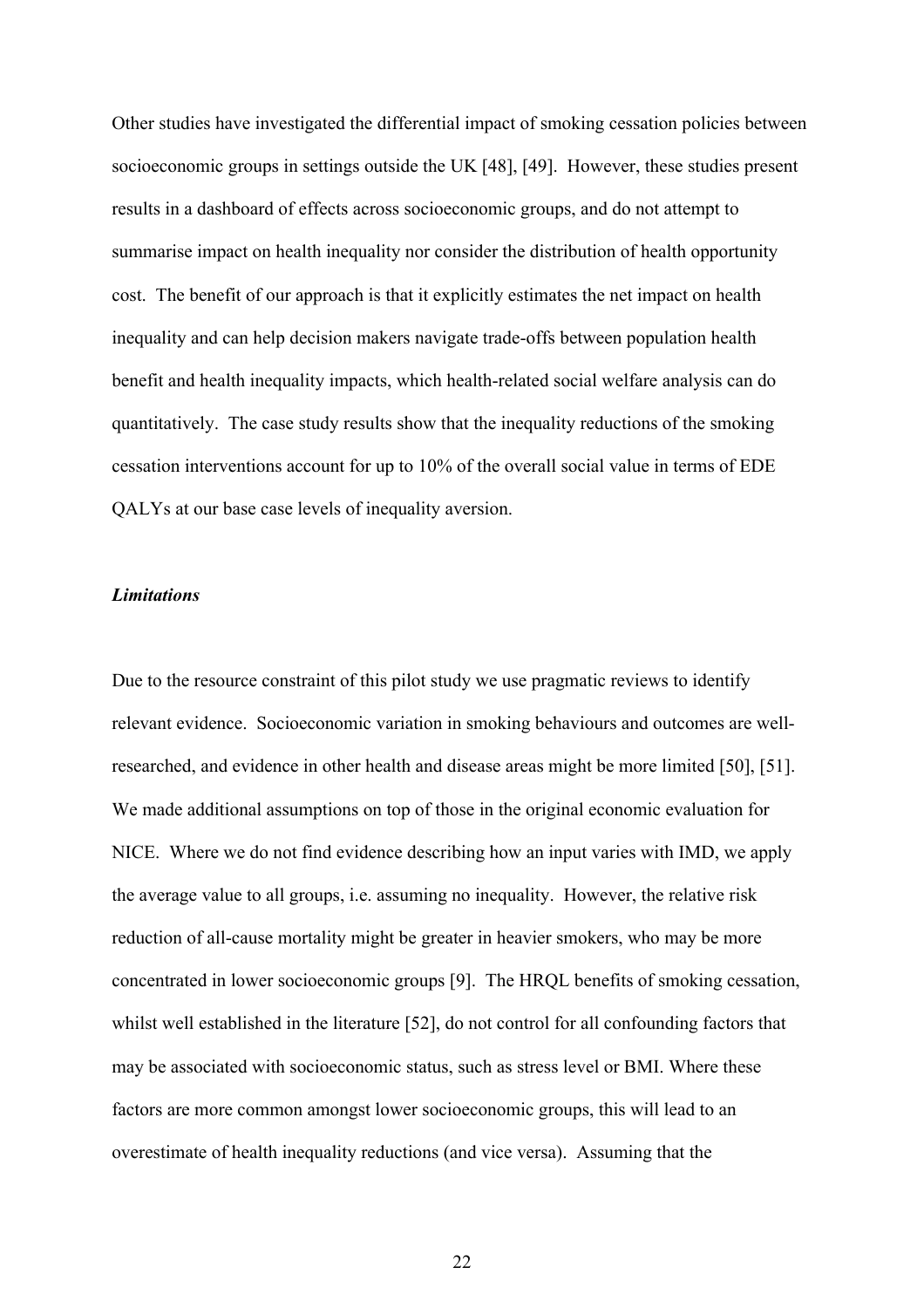Other studies have investigated the differential impact of smoking cessation policies between socioeconomic groups in settings outside the UK [48], [49]. However, these studies present results in a dashboard of effects across socioeconomic groups, and do not attempt to summarise impact on health inequality nor consider the distribution of health opportunity cost. The benefit of our approach is that it explicitly estimates the net impact on health inequality and can help decision makers navigate trade-offs between population health benefit and health inequality impacts, which health-related social welfare analysis can do quantitatively. The case study results show that the inequality reductions of the smoking cessation interventions account for up to 10% of the overall social value in terms of EDE QALYs at our base case levels of inequality aversion.

***Limitations***

Due to the resource constraint of this pilot study we use pragmatic reviews to identify relevant evidence. Socioeconomic variation in smoking behaviours and outcomes are well-researched, and evidence in other health and disease areas might be more limited [50], [51]. We made additional assumptions on top of those in the original economic evaluation for NICE. Where we do not find evidence describing how an input varies with IMD, we apply the average value to all groups, i.e. assuming no inequality. However, the relative risk reduction of all-cause mortality might be greater in heavier smokers, who may be more concentrated in lower socioeconomic groups [9]. The HRQL benefits of smoking cessation, whilst well established in the literature [52], do not control for all confounding factors that may be associated with socioeconomic status, such as stress level or BMI. Where these factors are more common amongst lower socioeconomic groups, this will lead to an overestimate of health inequality reductions (and vice versa). Assuming that the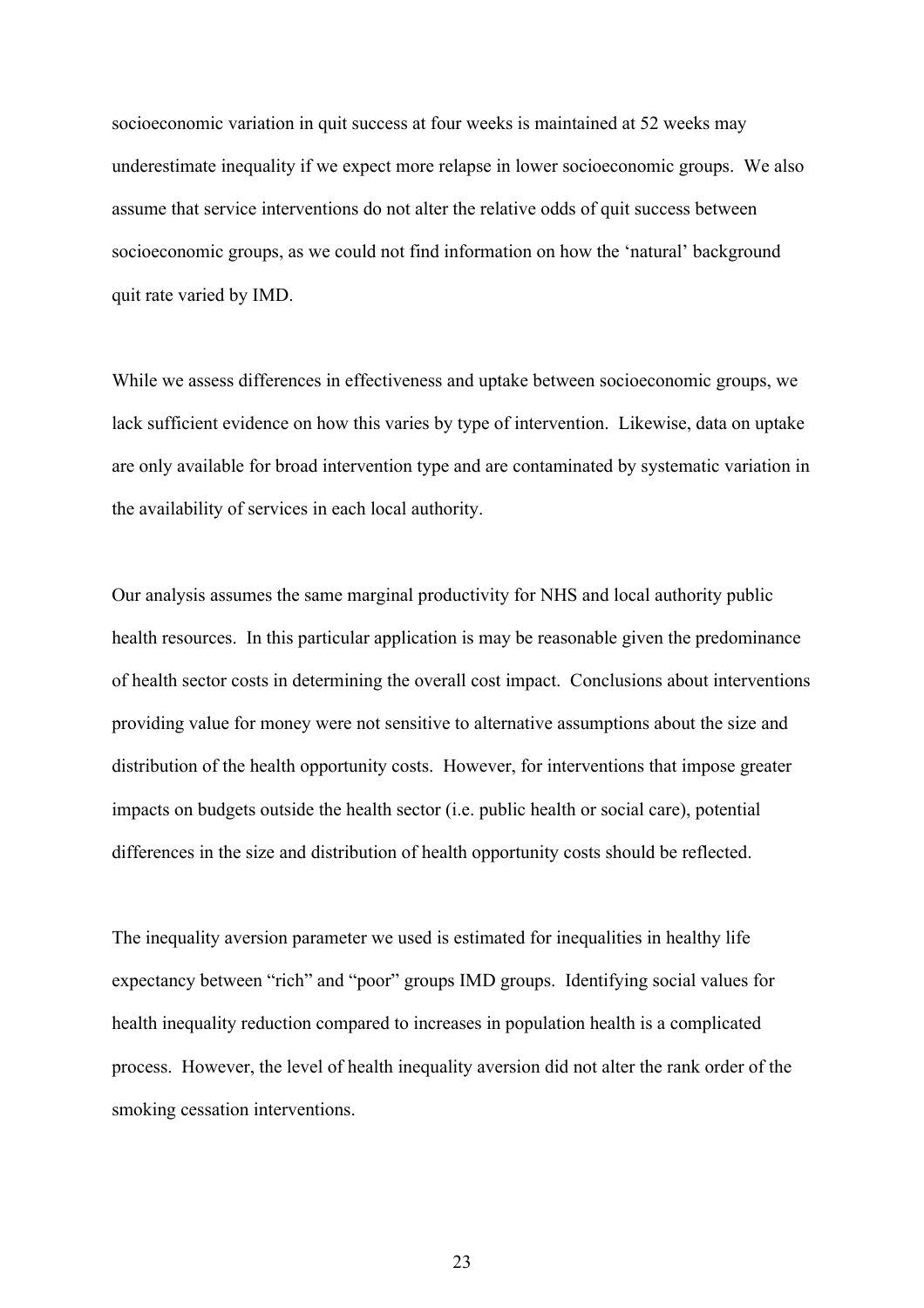socioeconomic variation in quit success at four weeks is maintained at 52 weeks may underestimate inequality if we expect more relapse in lower socioeconomic groups. We also assume that service interventions do not alter the relative odds of quit success between socioeconomic groups, as we could not find information on how the 'natural' background quit rate varied by IMD.

While we assess differences in effectiveness and uptake between socioeconomic groups, we lack sufficient evidence on how this varies by type of intervention. Likewise, data on uptake are only available for broad intervention type and are contaminated by systematic variation in the availability of services in each local authority.

Our analysis assumes the same marginal productivity for NHS and local authority public health resources. In this particular application is may be reasonable given the predominance of health sector costs in determining the overall cost impact. Conclusions about interventions providing value for money were not sensitive to alternative assumptions about the size and distribution of the health opportunity costs. However, for interventions that impose greater impacts on budgets outside the health sector (i.e. public health or social care), potential differences in the size and distribution of health opportunity costs should be reflected.

The inequality aversion parameter we used is estimated for inequalities in healthy life expectancy between "rich" and "poor" groups IMD groups. Identifying social values for health inequality reduction compared to increases in population health is a complicated process. However, the level of health inequality aversion did not alter the rank order of the smoking cessation interventions.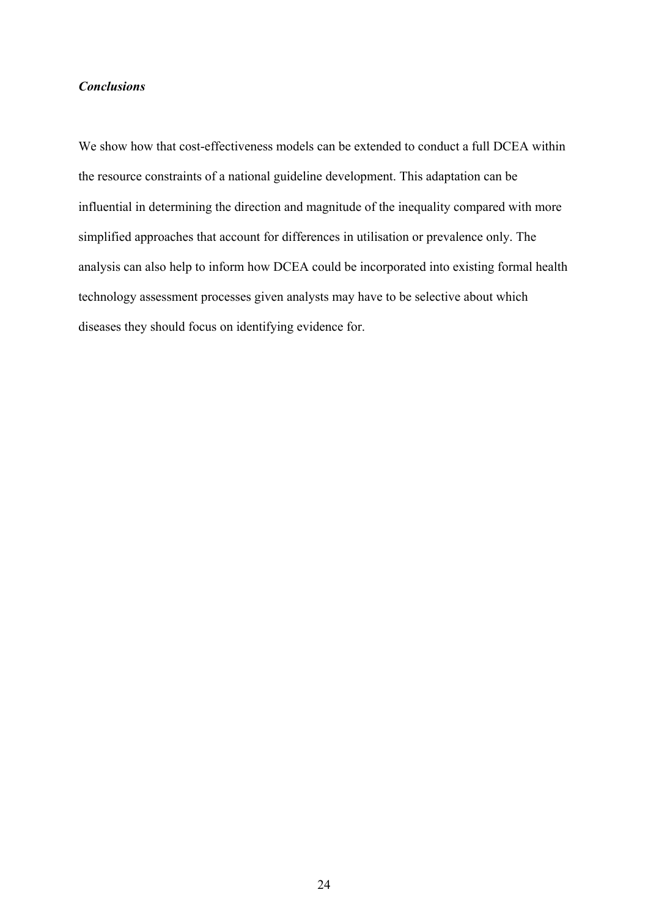***Conclusions***

We show how that cost-effectiveness models can be extended to conduct a full DCEA within the resource constraints of a national guideline development. This adaptation can be influential in determining the direction and magnitude of the inequality compared with more simplified approaches that account for differences in utilisation or prevalence only. The analysis can also help to inform how DCEA could be incorporated into existing formal health technology assessment processes given analysts may have to be selective about which diseases they should focus on identifying evidence for.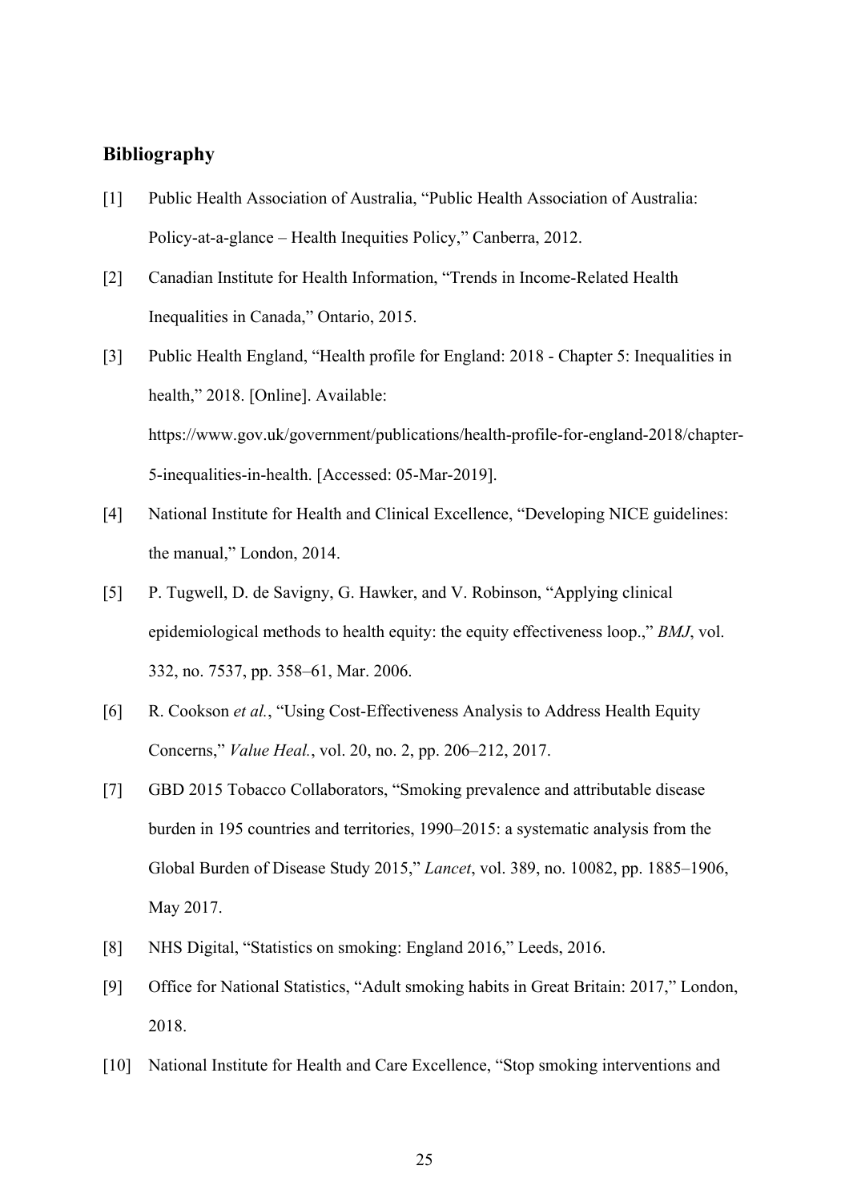## Bibliography

[1] Public Health Association of Australia, "Public Health Association of Australia: Policy-at-a-glance – Health Inequities Policy," Canberra, 2012.

[2] Canadian Institute for Health Information, "Trends in Income-Related Health Inequalities in Canada," Ontario, 2015.

[3] Public Health England, "Health profile for England: 2018 - Chapter 5: Inequalities in health," 2018. [Online]. Available: https://www.gov.uk/government/publications/health-profile-for-england-2018/chapter-5-inequalities-in-health. [Accessed: 05-Mar-2019].

[4] National Institute for Health and Clinical Excellence, "Developing NICE guidelines: the manual," London, 2014.

[5] P. Tugwell, D. de Savigny, G. Hawker, and V. Robinson, "Applying clinical epidemiological methods to health equity: the equity effectiveness loop.," *BMJ*, vol. 332, no. 7537, pp. 358–61, Mar. 2006.

[6] R. Cookson *et al.*, "Using Cost-Effectiveness Analysis to Address Health Equity Concerns," *Value Heal.*, vol. 20, no. 2, pp. 206–212, 2017.

[7] GBD 2015 Tobacco Collaborators, "Smoking prevalence and attributable disease burden in 195 countries and territories, 1990–2015: a systematic analysis from the Global Burden of Disease Study 2015," *Lancet*, vol. 389, no. 10082, pp. 1885–1906, May 2017.

[8] NHS Digital, "Statistics on smoking: England 2016," Leeds, 2016.

[9] Office for National Statistics, "Adult smoking habits in Great Britain: 2017," London, 2018.

[10] National Institute for Health and Care Excellence, "Stop smoking interventions and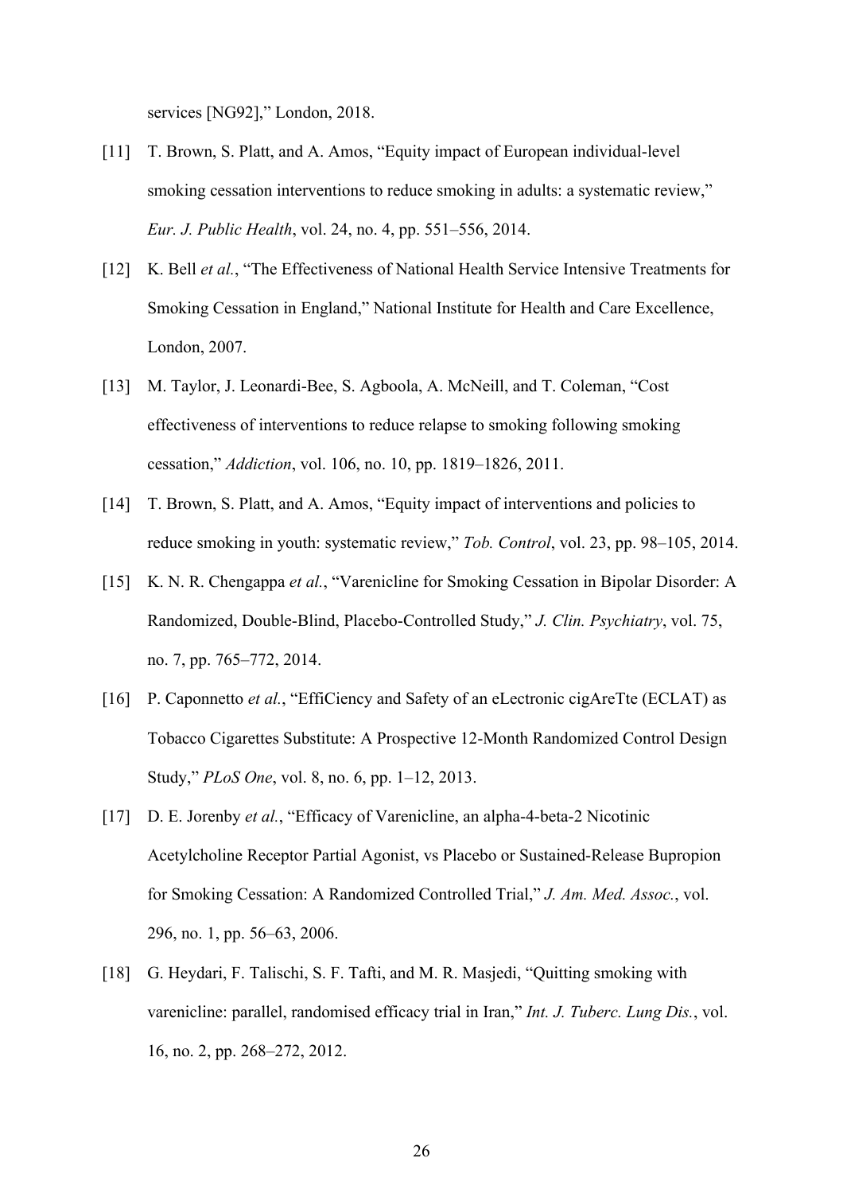services [NG92]," London, 2018.

[11] T. Brown, S. Platt, and A. Amos, "Equity impact of European individual-level smoking cessation interventions to reduce smoking in adults: a systematic review," *Eur. J. Public Health*, vol. 24, no. 4, pp. 551–556, 2014.

[12] K. Bell *et al.*, "The Effectiveness of National Health Service Intensive Treatments for Smoking Cessation in England," National Institute for Health and Care Excellence, London, 2007.

[13] M. Taylor, J. Leonardi-Bee, S. Agboola, A. McNeill, and T. Coleman, "Cost effectiveness of interventions to reduce relapse to smoking following smoking cessation," *Addiction*, vol. 106, no. 10, pp. 1819–1826, 2011.

[14] T. Brown, S. Platt, and A. Amos, "Equity impact of interventions and policies to reduce smoking in youth: systematic review," *Tob. Control*, vol. 23, pp. 98–105, 2014.

[15] K. N. R. Chengappa *et al.*, "Varenicline for Smoking Cessation in Bipolar Disorder: A Randomized, Double-Blind, Placebo-Controlled Study," *J. Clin. Psychiatry*, vol. 75, no. 7, pp. 765–772, 2014.

[16] P. Caponnetto *et al.*, "EffiCiency and Safety of an eLectronic cigAreTte (ECLAT) as Tobacco Cigarettes Substitute: A Prospective 12-Month Randomized Control Design Study," *PLoS One*, vol. 8, no. 6, pp. 1–12, 2013.

[17] D. E. Jorenby *et al.*, "Efficacy of Varenicline, an alpha-4-beta-2 Nicotinic Acetylcholine Receptor Partial Agonist, vs Placebo or Sustained-Release Bupropion for Smoking Cessation: A Randomized Controlled Trial," *J. Am. Med. Assoc.*, vol. 296, no. 1, pp. 56–63, 2006.

[18] G. Heydari, F. Talischi, S. F. Tafti, and M. R. Masjedi, "Quitting smoking with varenicline: parallel, randomised efficacy trial in Iran," *Int. J. Tuberc. Lung Dis.*, vol. 16, no. 2, pp. 268–272, 2012.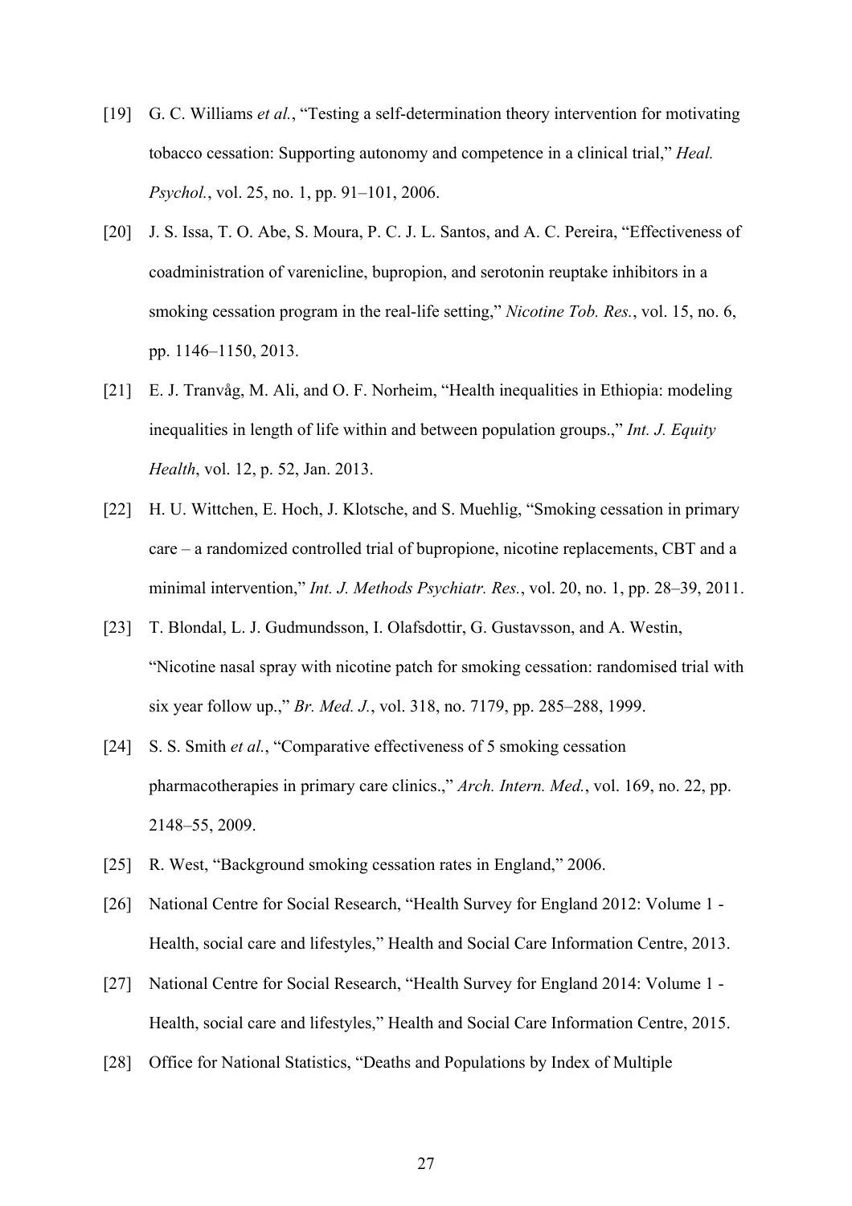[19] G. C. Williams *et al.*, "Testing a self-determination theory intervention for motivating tobacco cessation: Supporting autonomy and competence in a clinical trial," *Heal. Psychol.*, vol. 25, no. 1, pp. 91–101, 2006.

[20] J. S. Issa, T. O. Abe, S. Moura, P. C. J. L. Santos, and A. C. Pereira, "Effectiveness of coadministration of varenicline, bupropion, and serotonin reuptake inhibitors in a smoking cessation program in the real-life setting," *Nicotine Tob. Res.*, vol. 15, no. 6, pp. 1146–1150, 2013.

[21] E. J. Tranvåg, M. Ali, and O. F. Norheim, "Health inequalities in Ethiopia: modeling inequalities in length of life within and between population groups.," *Int. J. Equity Health*, vol. 12, p. 52, Jan. 2013.

[22] H. U. Wittchen, E. Hoch, J. Klotsche, and S. Muehlig, "Smoking cessation in primary care – a randomized controlled trial of bupropione, nicotine replacements, CBT and a minimal intervention," *Int. J. Methods Psychiatr. Res.*, vol. 20, no. 1, pp. 28–39, 2011.

[23] T. Blondal, L. J. Gudmundsson, I. Olafsdottir, G. Gustavsson, and A. Westin, "Nicotine nasal spray with nicotine patch for smoking cessation: randomised trial with six year follow up.," *Br. Med. J.*, vol. 318, no. 7179, pp. 285–288, 1999.

[24] S. S. Smith *et al.*, "Comparative effectiveness of 5 smoking cessation pharmacotherapies in primary care clinics.," *Arch. Intern. Med.*, vol. 169, no. 22, pp. 2148–55, 2009.

[25] R. West, "Background smoking cessation rates in England," 2006.

[26] National Centre for Social Research, "Health Survey for England 2012: Volume 1 - Health, social care and lifestyles," Health and Social Care Information Centre, 2013.

[27] National Centre for Social Research, "Health Survey for England 2014: Volume 1 - Health, social care and lifestyles," Health and Social Care Information Centre, 2015.

[28] Office for National Statistics, "Deaths and Populations by Index of Multiple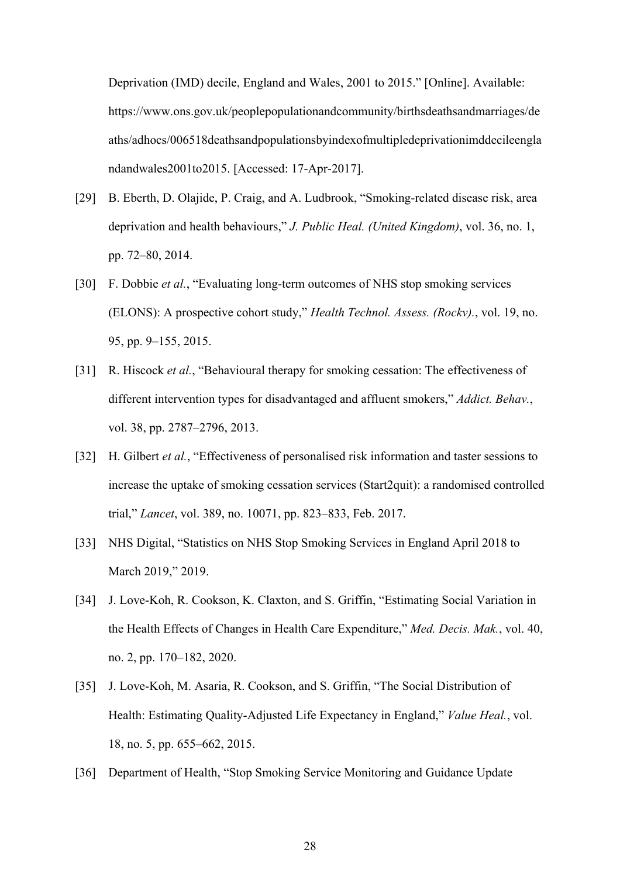Deprivation (IMD) decile, England and Wales, 2001 to 2015." [Online]. Available: https://www.ons.gov.uk/peoplepopulationandcommunity/birthsdeathsandmarriages/deaths/adhocs/006518deathsandpopulationsbyindexofmultipledeprivationimddecileenglandandwales2001to2015. [Accessed: 17-Apr-2017].

[29] B. Eberth, D. Olajide, P. Craig, and A. Ludbrook, "Smoking-related disease risk, area deprivation and health behaviours," *J. Public Heal. (United Kingdom)*, vol. 36, no. 1, pp. 72–80, 2014.

[30] F. Dobbie *et al.*, "Evaluating long-term outcomes of NHS stop smoking services (ELONS): A prospective cohort study," *Health Technol. Assess. (Rockv).*, vol. 19, no. 95, pp. 9–155, 2015.

[31] R. Hiscock *et al.*, "Behavioural therapy for smoking cessation: The effectiveness of different intervention types for disadvantaged and affluent smokers," *Addict. Behav.*, vol. 38, pp. 2787–2796, 2013.

[32] H. Gilbert *et al.*, "Effectiveness of personalised risk information and taster sessions to increase the uptake of smoking cessation services (Start2quit): a randomised controlled trial," *Lancet*, vol. 389, no. 10071, pp. 823–833, Feb. 2017.

[33] NHS Digital, "Statistics on NHS Stop Smoking Services in England April 2018 to March 2019," 2019.

[34] J. Love-Koh, R. Cookson, K. Claxton, and S. Griffin, "Estimating Social Variation in the Health Effects of Changes in Health Care Expenditure," *Med. Decis. Mak.*, vol. 40, no. 2, pp. 170–182, 2020.

[35] J. Love-Koh, M. Asaria, R. Cookson, and S. Griffin, "The Social Distribution of Health: Estimating Quality-Adjusted Life Expectancy in England," *Value Heal.*, vol. 18, no. 5, pp. 655–662, 2015.

[36] Department of Health, "Stop Smoking Service Monitoring and Guidance Update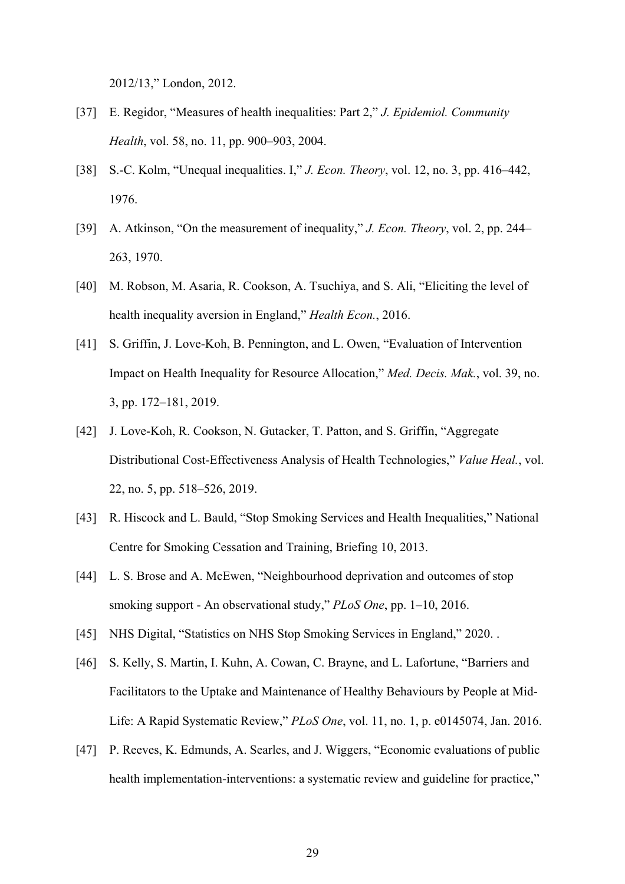2012/13," London, 2012.

[37] E. Regidor, "Measures of health inequalities: Part 2," *J. Epidemiol. Community Health*, vol. 58, no. 11, pp. 900–903, 2004.

[38] S.-C. Kolm, "Unequal inequalities. I," *J. Econ. Theory*, vol. 12, no. 3, pp. 416–442, 1976.

[39] A. Atkinson, "On the measurement of inequality," *J. Econ. Theory*, vol. 2, pp. 244–263, 1970.

[40] M. Robson, M. Asaria, R. Cookson, A. Tsuchiya, and S. Ali, "Eliciting the level of health inequality aversion in England," *Health Econ.*, 2016.

[41] S. Griffin, J. Love-Koh, B. Pennington, and L. Owen, "Evaluation of Intervention Impact on Health Inequality for Resource Allocation," *Med. Decis. Mak.*, vol. 39, no. 3, pp. 172–181, 2019.

[42] J. Love-Koh, R. Cookson, N. Gutacker, T. Patton, and S. Griffin, "Aggregate Distributional Cost-Effectiveness Analysis of Health Technologies," *Value Heal.*, vol. 22, no. 5, pp. 518–526, 2019.

[43] R. Hiscock and L. Bauld, "Stop Smoking Services and Health Inequalities," National Centre for Smoking Cessation and Training, Briefing 10, 2013.

[44] L. S. Brose and A. McEwen, "Neighbourhood deprivation and outcomes of stop smoking support - An observational study," *PLoS One*, pp. 1–10, 2016.

[45] NHS Digital, "Statistics on NHS Stop Smoking Services in England," 2020. .

[46] S. Kelly, S. Martin, I. Kuhn, A. Cowan, C. Brayne, and L. Lafortune, "Barriers and Facilitators to the Uptake and Maintenance of Healthy Behaviours by People at Mid-Life: A Rapid Systematic Review," *PLoS One*, vol. 11, no. 1, p. e0145074, Jan. 2016.

[47] P. Reeves, K. Edmunds, A. Searles, and J. Wiggers, "Economic evaluations of public health implementation-interventions: a systematic review and guideline for practice,"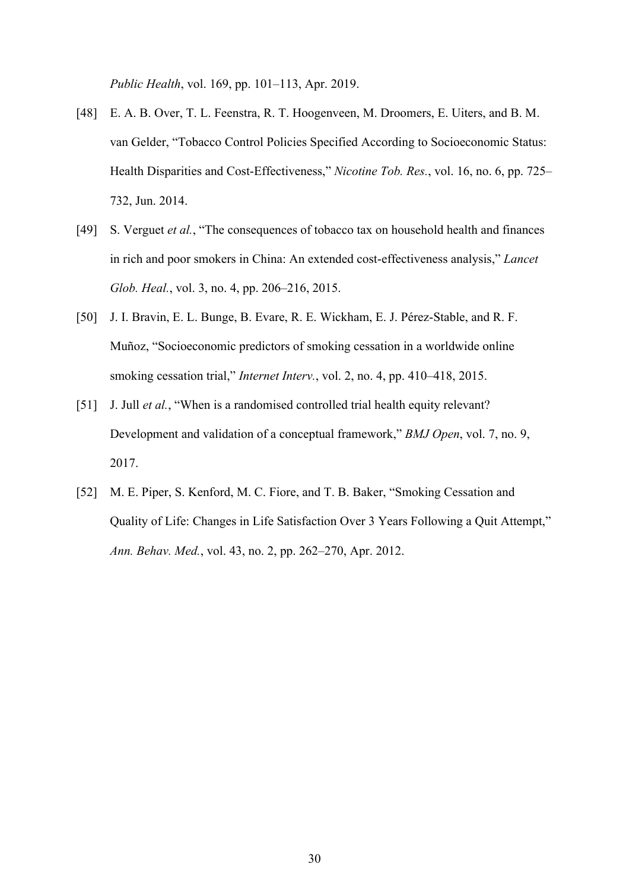*Public Health*, vol. 169, pp. 101–113, Apr. 2019.

[48] E. A. B. Over, T. L. Feenstra, R. T. Hoogenveen, M. Droomers, E. Uiters, and B. M. van Gelder, "Tobacco Control Policies Specified According to Socioeconomic Status: Health Disparities and Cost-Effectiveness," *Nicotine Tob. Res.*, vol. 16, no. 6, pp. 725–732, Jun. 2014.

[49] S. Verguet *et al.*, "The consequences of tobacco tax on household health and finances in rich and poor smokers in China: An extended cost-effectiveness analysis," *Lancet Glob. Heal.*, vol. 3, no. 4, pp. 206–216, 2015.

[50] J. I. Bravin, E. L. Bunge, B. Evare, R. E. Wickham, E. J. Pérez-Stable, and R. F. Muñoz, "Socioeconomic predictors of smoking cessation in a worldwide online smoking cessation trial," *Internet Interv.*, vol. 2, no. 4, pp. 410–418, 2015.

[51] J. Jull *et al.*, "When is a randomised controlled trial health equity relevant? Development and validation of a conceptual framework," *BMJ Open*, vol. 7, no. 9, 2017.

[52] M. E. Piper, S. Kenford, M. C. Fiore, and T. B. Baker, "Smoking Cessation and Quality of Life: Changes in Life Satisfaction Over 3 Years Following a Quit Attempt," *Ann. Behav. Med.*, vol. 43, no. 2, pp. 262–270, Apr. 2012.